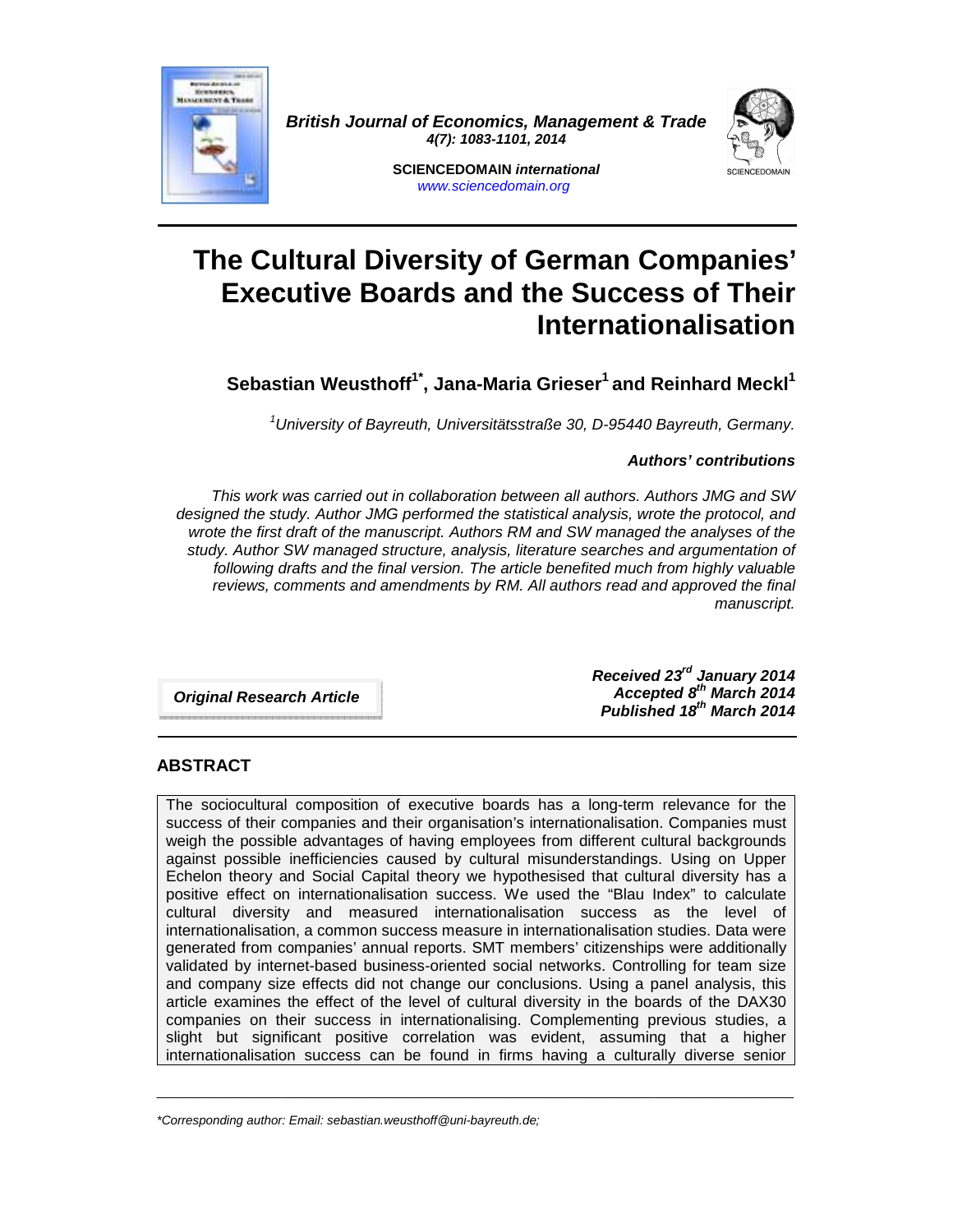*British Journal of Economics, Management & Trade*
*4(7): 1083-1101, 2014*

**SCIENCEDOMAIN *international***
*www.sciencedomain.org*

# The Cultural Diversity of German Companies' Executive Boards and the Success of Their Internationalisation

**Sebastian Weusthoff[1*], Jana-Maria Grieser[1] and Reinhard Meckl[1]**

*[1]University of Bayreuth, Universitätsstraße 30, D-95440 Bayreuth, Germany.*

***Authors' contributions***

*This work was carried out in collaboration between all authors. Authors JMG and SW designed the study. Author JMG performed the statistical analysis, wrote the protocol, and wrote the first draft of the manuscript. Authors RM and SW managed the analyses of the study. Author SW managed structure, analysis, literature searches and argumentation of following drafts and the final version. The article benefited much from highly valuable reviews, comments and amendments by RM. All authors read and approved the final manuscript.*

***Original Research Article***

***Received 23rd January 2014***
***Accepted 8th March 2014***
***Published 18th March 2014***

## ABSTRACT

The sociocultural composition of executive boards has a long-term relevance for the success of their companies and their organisation's internationalisation. Companies must weigh the possible advantages of having employees from different cultural backgrounds against possible inefficiencies caused by cultural misunderstandings. Using on Upper Echelon theory and Social Capital theory we hypothesised that cultural diversity has a positive effect on internationalisation success. We used the "Blau Index" to calculate cultural diversity and measured internationalisation success as the level of internationalisation, a common success measure in internationalisation studies. Data were generated from companies' annual reports. SMT members' citizenships were additionally validated by internet-based business-oriented social networks. Controlling for team size and company size effects did not change our conclusions. Using a panel analysis, this article examines the effect of the level of cultural diversity in the boards of the DAX30 companies on their success in internationalising. Complementing previous studies, a slight but significant positive correlation was evident, assuming that a higher internationalisation success can be found in firms having a culturally diverse senior

---

*\*Corresponding author: Email: sebastian.weusthoff@uni-bayreuth.de;*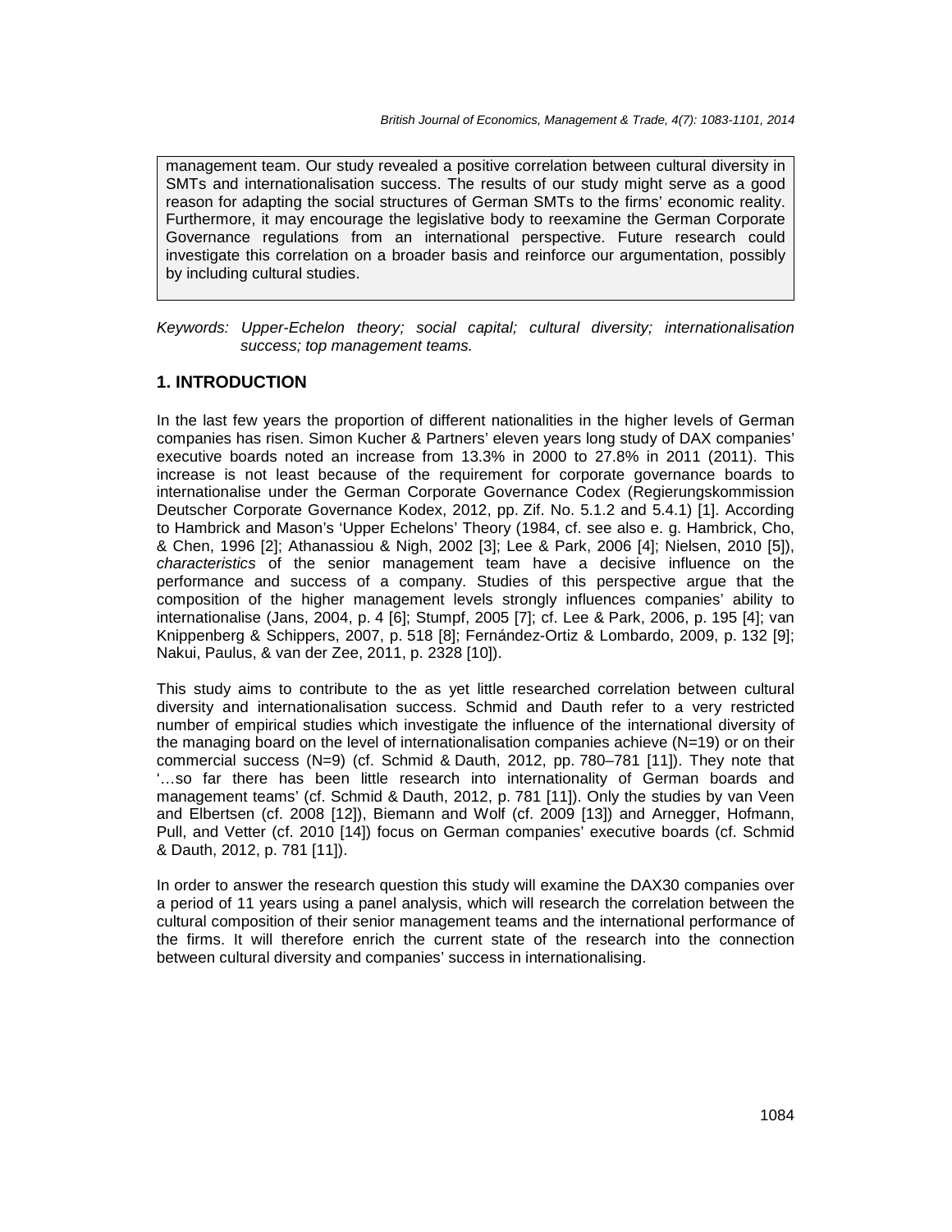management team. Our study revealed a positive correlation between cultural diversity in SMTs and internationalisation success. The results of our study might serve as a good reason for adapting the social structures of German SMTs to the firms' economic reality. Furthermore, it may encourage the legislative body to reexamine the German Corporate Governance regulations from an international perspective. Future research could investigate this correlation on a broader basis and reinforce our argumentation, possibly by including cultural studies.

*Keywords: Upper-Echelon theory; social capital; cultural diversity; internationalisation success; top management teams.*

## 1. INTRODUCTION

In the last few years the proportion of different nationalities in the higher levels of German companies has risen. Simon Kucher & Partners' eleven years long study of DAX companies' executive boards noted an increase from 13.3% in 2000 to 27.8% in 2011 (2011). This increase is not least because of the requirement for corporate governance boards to internationalise under the German Corporate Governance Codex (Regierungskommission Deutscher Corporate Governance Kodex, 2012, pp. Zif. No. 5.1.2 and 5.4.1) [1]. According to Hambrick and Mason's 'Upper Echelons' Theory (1984, cf. see also e. g. Hambrick, Cho, & Chen, 1996 [2]; Athanassiou & Nigh, 2002 [3]; Lee & Park, 2006 [4]; Nielsen, 2010 [5]), *characteristics* of the senior management team have a decisive influence on the performance and success of a company. Studies of this perspective argue that the composition of the higher management levels strongly influences companies' ability to internationalise (Jans, 2004, p. 4 [6]; Stumpf, 2005 [7]; cf. Lee & Park, 2006, p. 195 [4]; van Knippenberg & Schippers, 2007, p. 518 [8]; Fernández-Ortiz & Lombardo, 2009, p. 132 [9]; Nakui, Paulus, & van der Zee, 2011, p. 2328 [10]).

This study aims to contribute to the as yet little researched correlation between cultural diversity and internationalisation success. Schmid and Dauth refer to a very restricted number of empirical studies which investigate the influence of the international diversity of the managing board on the level of internationalisation companies achieve (N=19) or on their commercial success (N=9) (cf. Schmid & Dauth, 2012, pp. 780–781 [11]). They note that '…so far there has been little research into internationality of German boards and management teams' (cf. Schmid & Dauth, 2012, p. 781 [11]). Only the studies by van Veen and Elbertsen (cf. 2008 [12]), Biemann and Wolf (cf. 2009 [13]) and Arnegger, Hofmann, Pull, and Vetter (cf. 2010 [14]) focus on German companies' executive boards (cf. Schmid & Dauth, 2012, p. 781 [11]).

In order to answer the research question this study will examine the DAX30 companies over a period of 11 years using a panel analysis, which will research the correlation between the cultural composition of their senior management teams and the international performance of the firms. It will therefore enrich the current state of the research into the connection between cultural diversity and companies' success in internationalising.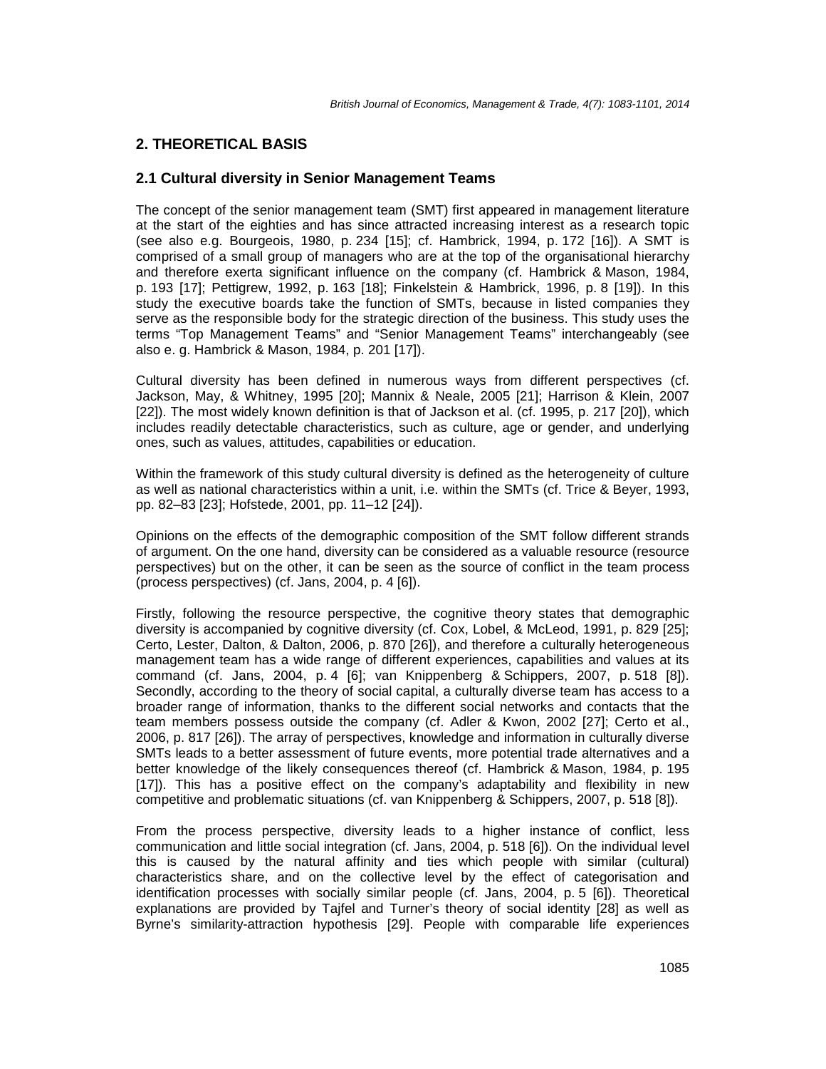## 2. THEORETICAL BASIS

### 2.1 Cultural diversity in Senior Management Teams

The concept of the senior management team (SMT) first appeared in management literature at the start of the eighties and has since attracted increasing interest as a research topic (see also e.g. Bourgeois, 1980, p. 234 [15]; cf. Hambrick, 1994, p. 172 [16]). A SMT is comprised of a small group of managers who are at the top of the organisational hierarchy and therefore exerta significant influence on the company (cf. Hambrick & Mason, 1984, p. 193 [17]; Pettigrew, 1992, p. 163 [18]; Finkelstein & Hambrick, 1996, p. 8 [19]). In this study the executive boards take the function of SMTs, because in listed companies they serve as the responsible body for the strategic direction of the business. This study uses the terms "Top Management Teams" and "Senior Management Teams" interchangeably (see also e. g. Hambrick & Mason, 1984, p. 201 [17]).

Cultural diversity has been defined in numerous ways from different perspectives (cf. Jackson, May, & Whitney, 1995 [20]; Mannix & Neale, 2005 [21]; Harrison & Klein, 2007 [22]). The most widely known definition is that of Jackson et al. (cf. 1995, p. 217 [20]), which includes readily detectable characteristics, such as culture, age or gender, and underlying ones, such as values, attitudes, capabilities or education.

Within the framework of this study cultural diversity is defined as the heterogeneity of culture as well as national characteristics within a unit, i.e. within the SMTs (cf. Trice & Beyer, 1993, pp. 82–83 [23]; Hofstede, 2001, pp. 11–12 [24]).

Opinions on the effects of the demographic composition of the SMT follow different strands of argument. On the one hand, diversity can be considered as a valuable resource (resource perspectives) but on the other, it can be seen as the source of conflict in the team process (process perspectives) (cf. Jans, 2004, p. 4 [6]).

Firstly, following the resource perspective, the cognitive theory states that demographic diversity is accompanied by cognitive diversity (cf. Cox, Lobel, & McLeod, 1991, p. 829 [25]; Certo, Lester, Dalton, & Dalton, 2006, p. 870 [26]), and therefore a culturally heterogeneous management team has a wide range of different experiences, capabilities and values at its command (cf. Jans, 2004, p. 4 [6]; van Knippenberg & Schippers, 2007, p. 518 [8]). Secondly, according to the theory of social capital, a culturally diverse team has access to a broader range of information, thanks to the different social networks and contacts that the team members possess outside the company (cf. Adler & Kwon, 2002 [27]; Certo et al., 2006, p. 817 [26]). The array of perspectives, knowledge and information in culturally diverse SMTs leads to a better assessment of future events, more potential trade alternatives and a better knowledge of the likely consequences thereof (cf. Hambrick & Mason, 1984, p. 195 [17]). This has a positive effect on the company's adaptability and flexibility in new competitive and problematic situations (cf. van Knippenberg & Schippers, 2007, p. 518 [8]).

From the process perspective, diversity leads to a higher instance of conflict, less communication and little social integration (cf. Jans, 2004, p. 518 [6]). On the individual level this is caused by the natural affinity and ties which people with similar (cultural) characteristics share, and on the collective level by the effect of categorisation and identification processes with socially similar people (cf. Jans, 2004, p. 5 [6]). Theoretical explanations are provided by Tajfel and Turner's theory of social identity [28] as well as Byrne's similarity-attraction hypothesis [29]. People with comparable life experiences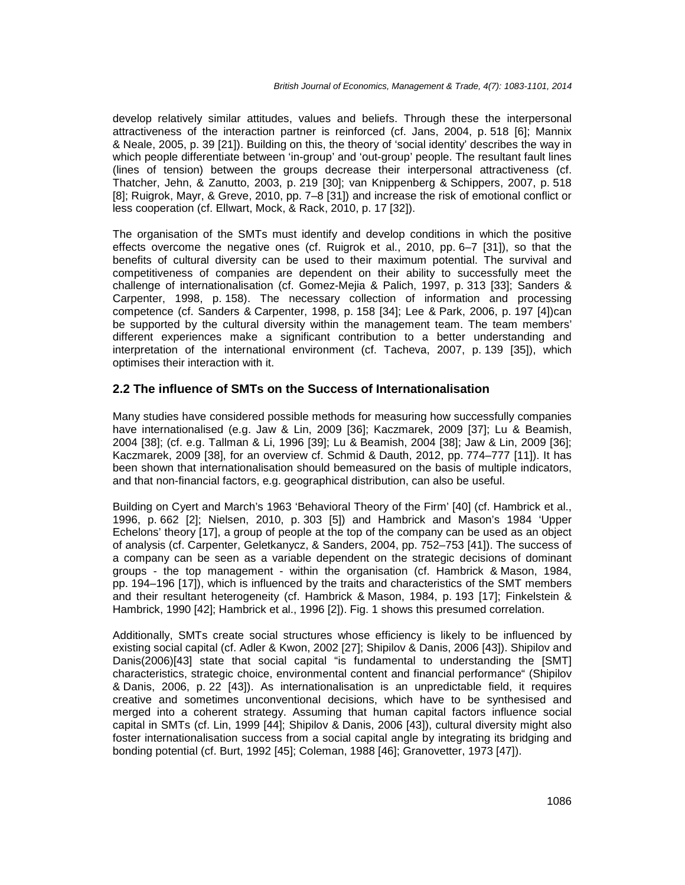develop relatively similar attitudes, values and beliefs. Through these the interpersonal attractiveness of the interaction partner is reinforced (cf. Jans, 2004, p. 518 [6]; Mannix & Neale, 2005, p. 39 [21]). Building on this, the theory of 'social identity' describes the way in which people differentiate between 'in-group' and 'out-group' people. The resultant fault lines (lines of tension) between the groups decrease their interpersonal attractiveness (cf. Thatcher, Jehn, & Zanutto, 2003, p. 219 [30]; van Knippenberg & Schippers, 2007, p. 518 [8]; Ruigrok, Mayr, & Greve, 2010, pp. 7–8 [31]) and increase the risk of emotional conflict or less cooperation (cf. Ellwart, Mock, & Rack, 2010, p. 17 [32]).

The organisation of the SMTs must identify and develop conditions in which the positive effects overcome the negative ones (cf. Ruigrok et al., 2010, pp. 6–7 [31]), so that the benefits of cultural diversity can be used to their maximum potential. The survival and competitiveness of companies are dependent on their ability to successfully meet the challenge of internationalisation (cf. Gomez-Mejia & Palich, 1997, p. 313 [33]; Sanders & Carpenter, 1998, p. 158). The necessary collection of information and processing competence (cf. Sanders & Carpenter, 1998, p. 158 [34]; Lee & Park, 2006, p. 197 [4])can be supported by the cultural diversity within the management team. The team members' different experiences make a significant contribution to a better understanding and interpretation of the international environment (cf. Tacheva, 2007, p. 139 [35]), which optimises their interaction with it.

## 2.2 The influence of SMTs on the Success of Internationalisation

Many studies have considered possible methods for measuring how successfully companies have internationalised (e.g. Jaw & Lin, 2009 [36]; Kaczmarek, 2009 [37]; Lu & Beamish, 2004 [38]; (cf. e.g. Tallman & Li, 1996 [39]; Lu & Beamish, 2004 [38]; Jaw & Lin, 2009 [36]; Kaczmarek, 2009 [38], for an overview cf. Schmid & Dauth, 2012, pp. 774–777 [11]). It has been shown that internationalisation should bemeasured on the basis of multiple indicators, and that non-financial factors, e.g. geographical distribution, can also be useful.

Building on Cyert and March's 1963 'Behavioral Theory of the Firm' [40] (cf. Hambrick et al., 1996, p. 662 [2]; Nielsen, 2010, p. 303 [5]) and Hambrick and Mason's 1984 'Upper Echelons' theory [17], a group of people at the top of the company can be used as an object of analysis (cf. Carpenter, Geletkanycz, & Sanders, 2004, pp. 752–753 [41]). The success of a company can be seen as a variable dependent on the strategic decisions of dominant groups - the top management - within the organisation (cf. Hambrick & Mason, 1984, pp. 194–196 [17]), which is influenced by the traits and characteristics of the SMT members and their resultant heterogeneity (cf. Hambrick & Mason, 1984, p. 193 [17]; Finkelstein & Hambrick, 1990 [42]; Hambrick et al., 1996 [2]). Fig. 1 shows this presumed correlation.

Additionally, SMTs create social structures whose efficiency is likely to be influenced by existing social capital (cf. Adler & Kwon, 2002 [27]; Shipilov & Danis, 2006 [43]). Shipilov and Danis(2006)[43] state that social capital "is fundamental to understanding the [SMT] characteristics, strategic choice, environmental content and financial performance" (Shipilov & Danis, 2006, p. 22 [43]). As internationalisation is an unpredictable field, it requires creative and sometimes unconventional decisions, which have to be synthesised and merged into a coherent strategy. Assuming that human capital factors influence social capital in SMTs (cf. Lin, 1999 [44]; Shipilov & Danis, 2006 [43]), cultural diversity might also foster internationalisation success from a social capital angle by integrating its bridging and bonding potential (cf. Burt, 1992 [45]; Coleman, 1988 [46]; Granovetter, 1973 [47]).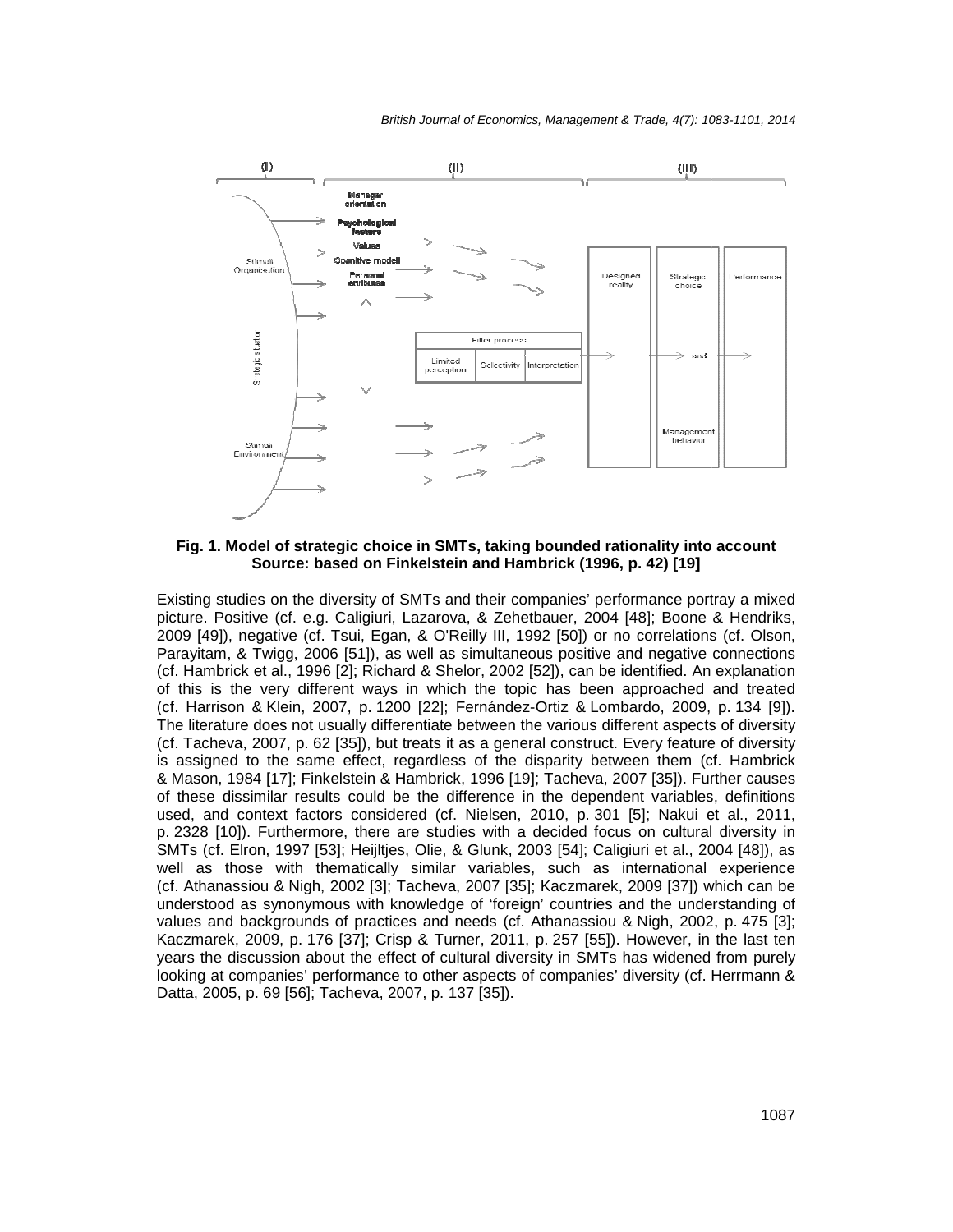**Fig. 1. Model of strategic choice in SMTs, taking bounded rationality into account**
**Source: based on Finkelstein and Hambrick (1996, p. 42) [19]**

Existing studies on the diversity of SMTs and their companies' performance portray a mixed picture. Positive (cf. e.g. Caligiuri, Lazarova, & Zehetbauer, 2004 [48]; Boone & Hendriks, 2009 [49]), negative (cf. Tsui, Egan, & O'Reilly III, 1992 [50]) or no correlations (cf. Olson, Parayitam, & Twigg, 2006 [51]), as well as simultaneous positive and negative connections (cf. Hambrick et al., 1996 [2]; Richard & Shelor, 2002 [52]), can be identified. An explanation of this is the very different ways in which the topic has been approached and treated (cf. Harrison & Klein, 2007, p. 1200 [22]; Fernández-Ortiz & Lombardo, 2009, p. 134 [9]). The literature does not usually differentiate between the various different aspects of diversity (cf. Tacheva, 2007, p. 62 [35]), but treats it as a general construct. Every feature of diversity is assigned to the same effect, regardless of the disparity between them (cf. Hambrick & Mason, 1984 [17]; Finkelstein & Hambrick, 1996 [19]; Tacheva, 2007 [35]). Further causes of these dissimilar results could be the difference in the dependent variables, definitions used, and context factors considered (cf. Nielsen, 2010, p. 301 [5]; Nakui et al., 2011, p. 2328 [10]). Furthermore, there are studies with a decided focus on cultural diversity in SMTs (cf. Elron, 1997 [53]; Heijltjes, Olie, & Glunk, 2003 [54]; Caligiuri et al., 2004 [48]), as well as those with thematically similar variables, such as international experience (cf. Athanassiou & Nigh, 2002 [3]; Tacheva, 2007 [35]; Kaczmarek, 2009 [37]) which can be understood as synonymous with knowledge of 'foreign' countries and the understanding of values and backgrounds of practices and needs (cf. Athanassiou & Nigh, 2002, p. 475 [3]; Kaczmarek, 2009, p. 176 [37]; Crisp & Turner, 2011, p. 257 [55]). However, in the last ten years the discussion about the effect of cultural diversity in SMTs has widened from purely looking at companies' performance to other aspects of companies' diversity (cf. Herrmann & Datta, 2005, p. 69 [56]; Tacheva, 2007, p. 137 [35]).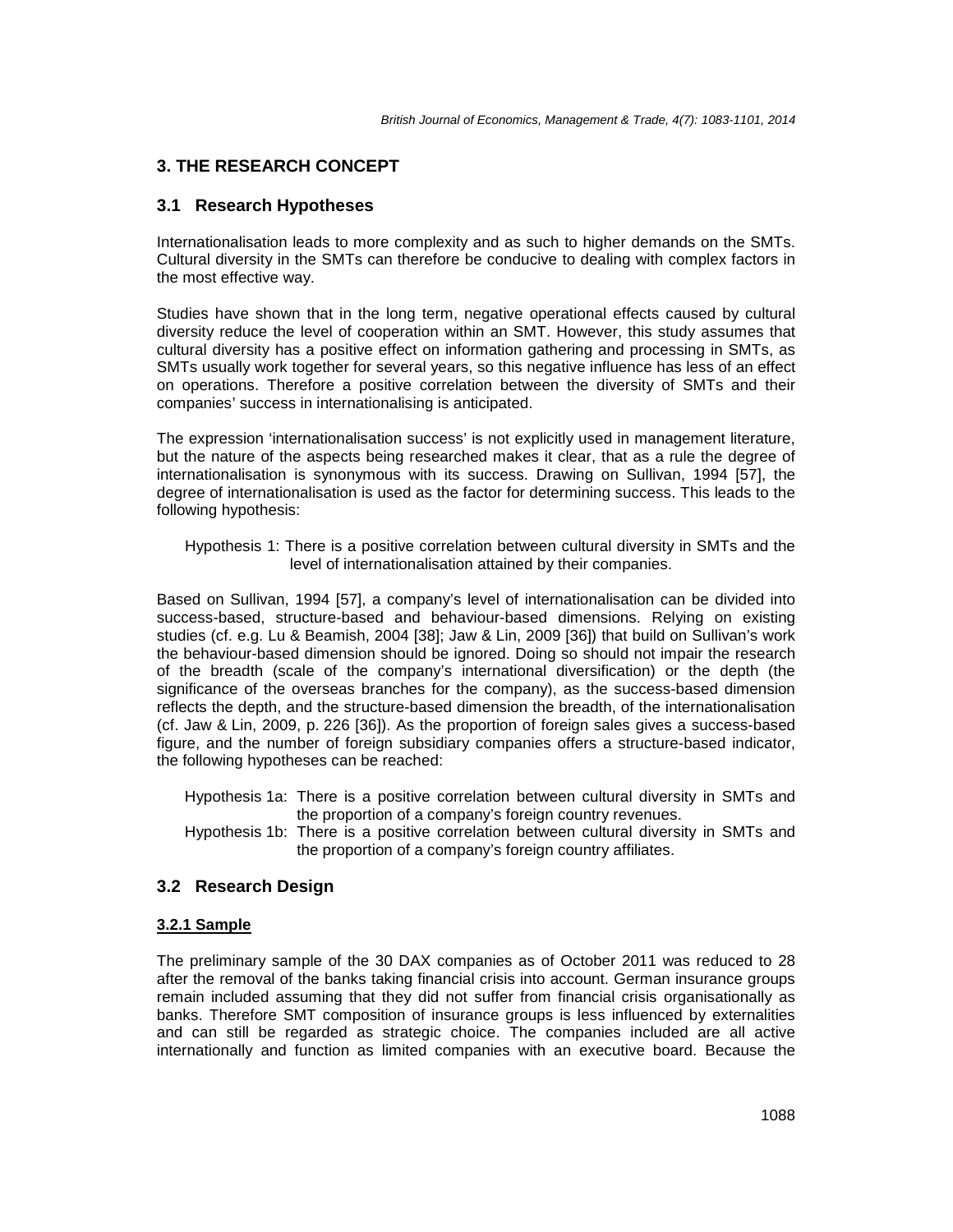## 3. THE RESEARCH CONCEPT

### 3.1 Research Hypotheses

Internationalisation leads to more complexity and as such to higher demands on the SMTs. Cultural diversity in the SMTs can therefore be conducive to dealing with complex factors in the most effective way.

Studies have shown that in the long term, negative operational effects caused by cultural diversity reduce the level of cooperation within an SMT. However, this study assumes that cultural diversity has a positive effect on information gathering and processing in SMTs, as SMTs usually work together for several years, so this negative influence has less of an effect on operations. Therefore a positive correlation between the diversity of SMTs and their companies' success in internationalising is anticipated.

The expression 'internationalisation success' is not explicitly used in management literature, but the nature of the aspects being researched makes it clear, that as a rule the degree of internationalisation is synonymous with its success. Drawing on Sullivan, 1994 [57], the degree of internationalisation is used as the factor for determining success. This leads to the following hypothesis:

> Hypothesis 1: There is a positive correlation between cultural diversity in SMTs and the level of internationalisation attained by their companies.

Based on Sullivan, 1994 [57], a company's level of internationalisation can be divided into success-based, structure-based and behaviour-based dimensions. Relying on existing studies (cf. e.g. Lu & Beamish, 2004 [38]; Jaw & Lin, 2009 [36]) that build on Sullivan's work the behaviour-based dimension should be ignored. Doing so should not impair the research of the breadth (scale of the company's international diversification) or the depth (the significance of the overseas branches for the company), as the success-based dimension reflects the depth, and the structure-based dimension the breadth, of the internationalisation (cf. Jaw & Lin, 2009, p. 226 [36]). As the proportion of foreign sales gives a success-based figure, and the number of foreign subsidiary companies offers a structure-based indicator, the following hypotheses can be reached:

> Hypothesis 1a: There is a positive correlation between cultural diversity in SMTs and the proportion of a company's foreign country revenues.
>
> Hypothesis 1b: There is a positive correlation between cultural diversity in SMTs and the proportion of a company's foreign country affiliates.

### 3.2 Research Design

#### 3.2.1 Sample

The preliminary sample of the 30 DAX companies as of October 2011 was reduced to 28 after the removal of the banks taking financial crisis into account. German insurance groups remain included assuming that they did not suffer from financial crisis organisationally as banks. Therefore SMT composition of insurance groups is less influenced by externalities and can still be regarded as strategic choice. The companies included are all active internationally and function as limited companies with an executive board. Because the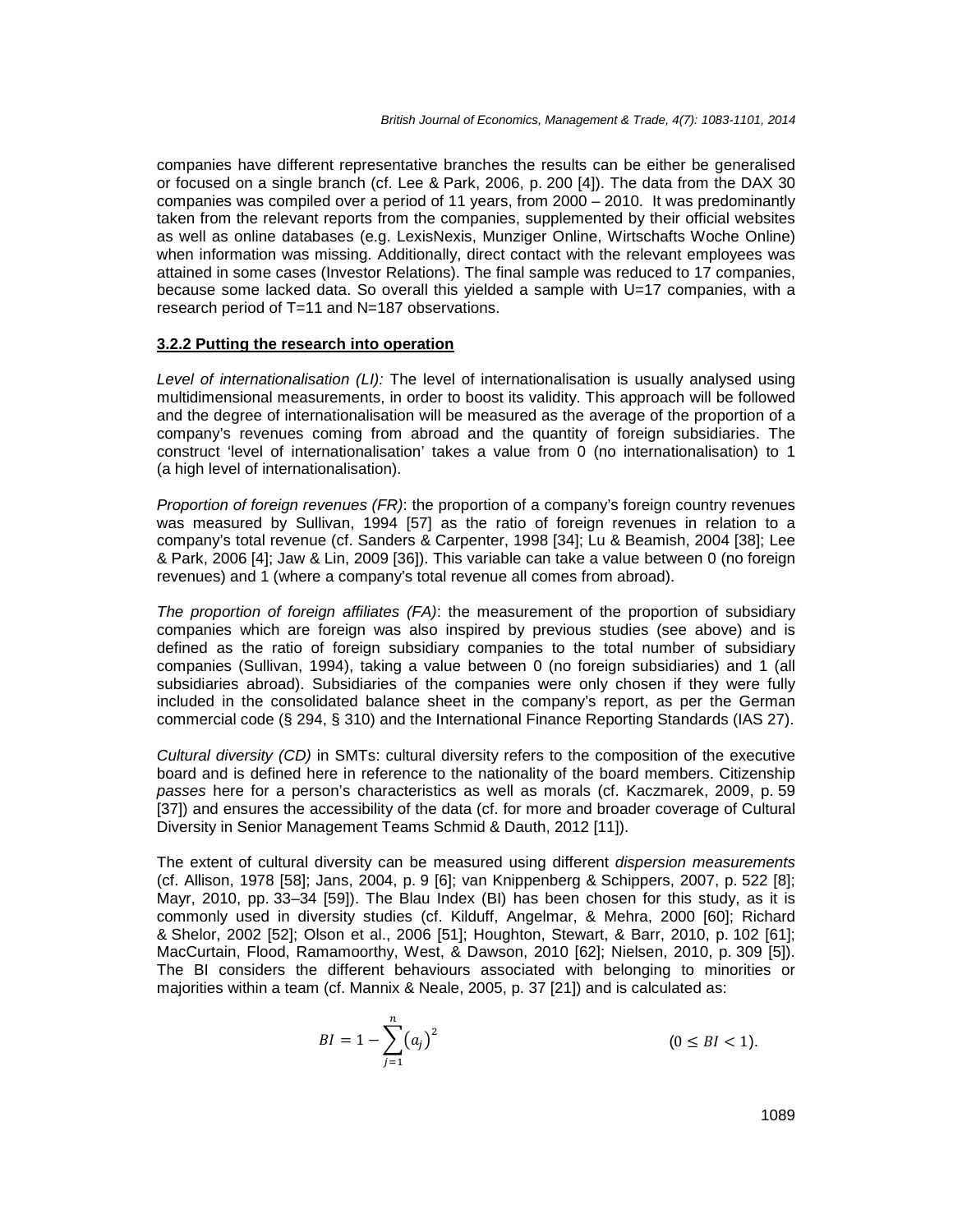companies have different representative branches the results can be either be generalised or focused on a single branch (cf. Lee & Park, 2006, p. 200 [4]). The data from the DAX 30 companies was compiled over a period of 11 years, from 2000 – 2010. It was predominantly taken from the relevant reports from the companies, supplemented by their official websites as well as online databases (e.g. LexisNexis, Munziger Online, Wirtschafts Woche Online) when information was missing. Additionally, direct contact with the relevant employees was attained in some cases (Investor Relations). The final sample was reduced to 17 companies, because some lacked data. So overall this yielded a sample with U=17 companies, with a research period of T=11 and N=187 observations.

#### 3.2.2 Putting the research into operation

*Level of internationalisation (LI):* The level of internationalisation is usually analysed using multidimensional measurements, in order to boost its validity. This approach will be followed and the degree of internationalisation will be measured as the average of the proportion of a company's revenues coming from abroad and the quantity of foreign subsidiaries. The construct 'level of internationalisation' takes a value from 0 (no internationalisation) to 1 (a high level of internationalisation).

*Proportion of foreign revenues (FR)*: the proportion of a company's foreign country revenues was measured by Sullivan, 1994 [57] as the ratio of foreign revenues in relation to a company's total revenue (cf. Sanders & Carpenter, 1998 [34]; Lu & Beamish, 2004 [38]; Lee & Park, 2006 [4]; Jaw & Lin, 2009 [36]). This variable can take a value between 0 (no foreign revenues) and 1 (where a company's total revenue all comes from abroad).

*The proportion of foreign affiliates (FA)*: the measurement of the proportion of subsidiary companies which are foreign was also inspired by previous studies (see above) and is defined as the ratio of foreign subsidiary companies to the total number of subsidiary companies (Sullivan, 1994), taking a value between 0 (no foreign subsidiaries) and 1 (all subsidiaries abroad). Subsidiaries of the companies were only chosen if they were fully included in the consolidated balance sheet in the company's report, as per the German commercial code (§ 294, § 310) and the International Finance Reporting Standards (IAS 27).

*Cultural diversity (CD)* in SMTs: cultural diversity refers to the composition of the executive board and is defined here in reference to the nationality of the board members. Citizenship *passes* here for a person's characteristics as well as morals (cf. Kaczmarek, 2009, p. 59 [37]) and ensures the accessibility of the data (cf. for more and broader coverage of Cultural Diversity in Senior Management Teams Schmid & Dauth, 2012 [11]).

The extent of cultural diversity can be measured using different *dispersion measurements* (cf. Allison, 1978 [58]; Jans, 2004, p. 9 [6]; van Knippenberg & Schippers, 2007, p. 522 [8]; Mayr, 2010, pp. 33–34 [59]). The Blau Index (BI) has been chosen for this study, as it is commonly used in diversity studies (cf. Kilduff, Angelmar, & Mehra, 2000 [60]; Richard & Shelor, 2002 [52]; Olson et al., 2006 [51]; Houghton, Stewart, & Barr, 2010, p. 102 [61]; MacCurtain, Flood, Ramamoorthy, West, & Dawson, 2010 [62]; Nielsen, 2010, p. 309 [5]). The BI considers the different behaviours associated with belonging to minorities or majorities within a team (cf. Mannix & Neale, 2005, p. 37 [21]) and is calculated as:

$$BI = 1 - \sum_{j=1}^{n} \left(a_j\right)^2 \qquad (0 \leq BI < 1).$$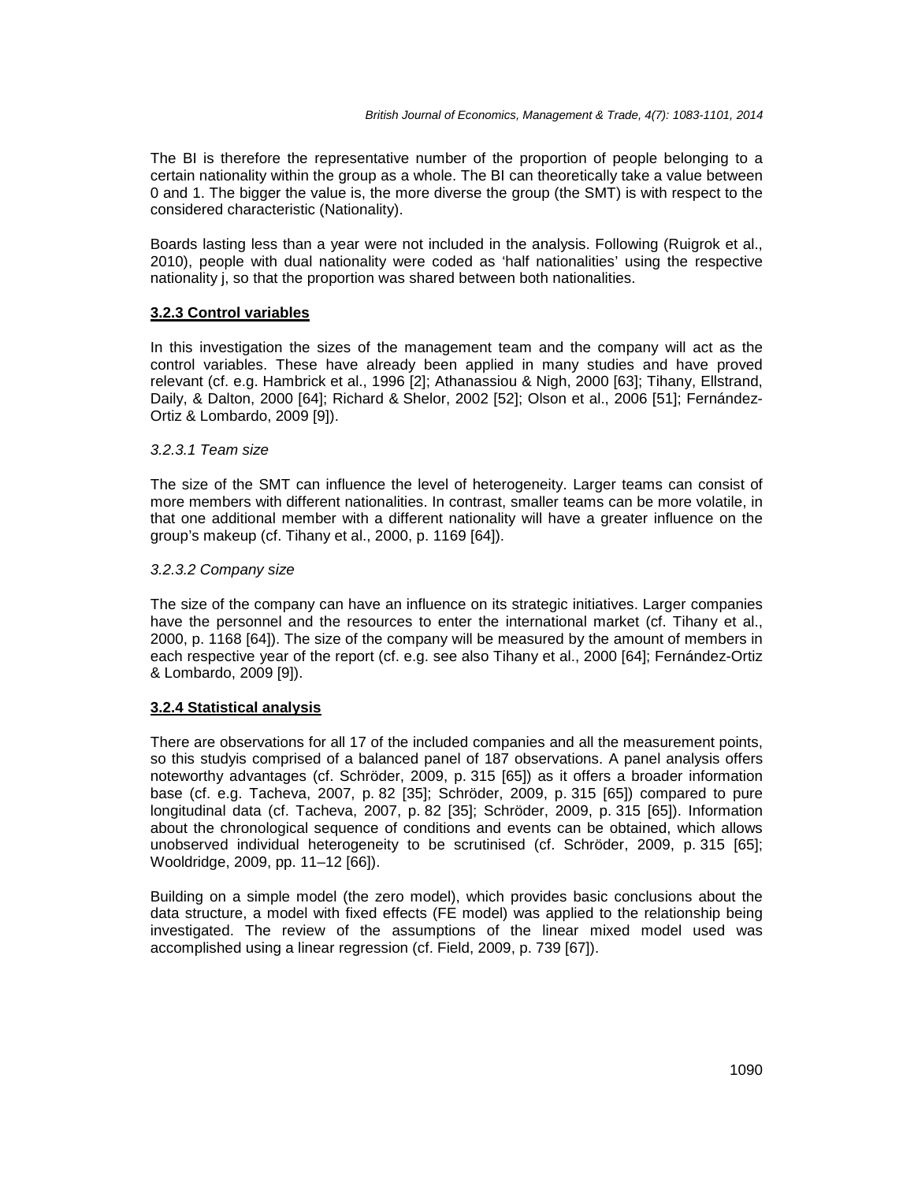The BI is therefore the representative number of the proportion of people belonging to a certain nationality within the group as a whole. The BI can theoretically take a value between 0 and 1. The bigger the value is, the more diverse the group (the SMT) is with respect to the considered characteristic (Nationality).

Boards lasting less than a year were not included in the analysis. Following (Ruigrok et al., 2010), people with dual nationality were coded as 'half nationalities' using the respective nationality j, so that the proportion was shared between both nationalities.

#### 3.2.3 Control variables

In this investigation the sizes of the management team and the company will act as the control variables. These have already been applied in many studies and have proved relevant (cf. e.g. Hambrick et al., 1996 [2]; Athanassiou & Nigh, 2000 [63]; Tihany, Ellstrand, Daily, & Dalton, 2000 [64]; Richard & Shelor, 2002 [52]; Olson et al., 2006 [51]; Fernández-Ortiz & Lombardo, 2009 [9]).

##### *3.2.3.1 Team size*

The size of the SMT can influence the level of heterogeneity. Larger teams can consist of more members with different nationalities. In contrast, smaller teams can be more volatile, in that one additional member with a different nationality will have a greater influence on the group's makeup (cf. Tihany et al., 2000, p. 1169 [64]).

##### *3.2.3.2 Company size*

The size of the company can have an influence on its strategic initiatives. Larger companies have the personnel and the resources to enter the international market (cf. Tihany et al., 2000, p. 1168 [64]). The size of the company will be measured by the amount of members in each respective year of the report (cf. e.g. see also Tihany et al., 2000 [64]; Fernández-Ortiz & Lombardo, 2009 [9]).

#### 3.2.4 Statistical analysis

There are observations for all 17 of the included companies and all the measurement points, so this studyis comprised of a balanced panel of 187 observations. A panel analysis offers noteworthy advantages (cf. Schröder, 2009, p. 315 [65]) as it offers a broader information base (cf. e.g. Tacheva, 2007, p. 82 [35]; Schröder, 2009, p. 315 [65]) compared to pure longitudinal data (cf. Tacheva, 2007, p. 82 [35]; Schröder, 2009, p. 315 [65]). Information about the chronological sequence of conditions and events can be obtained, which allows unobserved individual heterogeneity to be scrutinised (cf. Schröder, 2009, p. 315 [65]; Wooldridge, 2009, pp. 11–12 [66]).

Building on a simple model (the zero model), which provides basic conclusions about the data structure, a model with fixed effects (FE model) was applied to the relationship being investigated. The review of the assumptions of the linear mixed model used was accomplished using a linear regression (cf. Field, 2009, p. 739 [67]).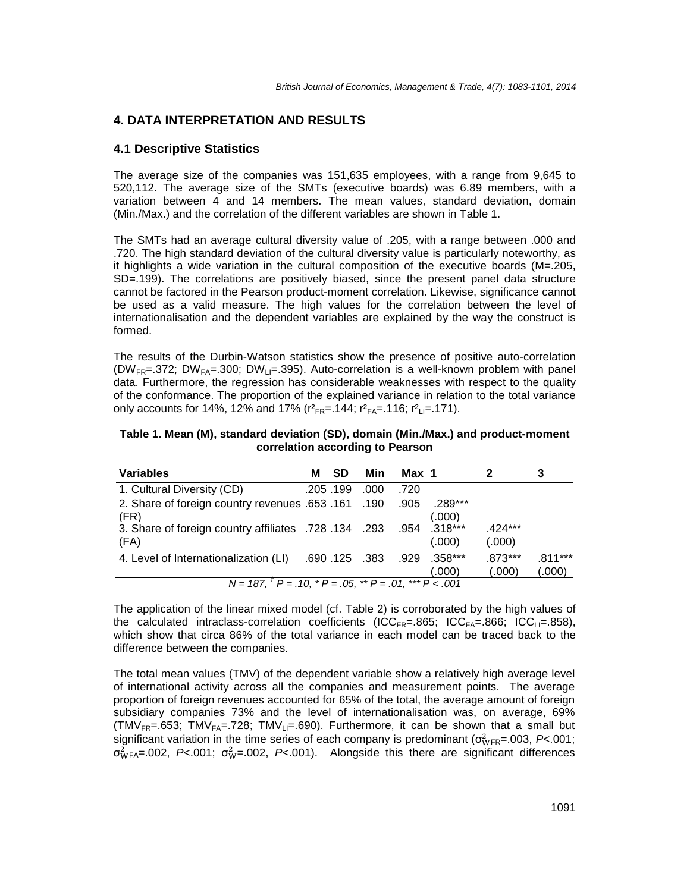## 4. DATA INTERPRETATION AND RESULTS

### 4.1 Descriptive Statistics

The average size of the companies was 151,635 employees, with a range from 9,645 to 520,112. The average size of the SMTs (executive boards) was 6.89 members, with a variation between 4 and 14 members. The mean values, standard deviation, domain (Min./Max.) and the correlation of the different variables are shown in Table 1.

The SMTs had an average cultural diversity value of .205, with a range between .000 and .720. The high standard deviation of the cultural diversity value is particularly noteworthy, as it highlights a wide variation in the cultural composition of the executive boards (M=.205, SD=.199). The correlations are positively biased, since the present panel data structure cannot be factored in the Pearson product-moment correlation. Likewise, significance cannot be used as a valid measure. The high values for the correlation between the level of internationalisation and the dependent variables are explained by the way the construct is formed.

The results of the Durbin-Watson statistics show the presence of positive auto-correlation ($DW_{FR}$=.372; $DW_{FA}$=.300; $DW_{LI}$=.395). Auto-correlation is a well-known problem with panel data. Furthermore, the regression has considerable weaknesses with respect to the quality of the conformance. The proportion of the explained variance in relation to the total variance only accounts for 14%, 12% and 17% ($r^2_{FR}$=.144; $r^2_{FA}$=.116; $r^2_{LI}$=.171).

**Table 1. Mean (M), standard deviation (SD), domain (Min./Max.) and product-moment correlation according to Pearson**

| Variables | M | SD | Min | Max | 1 | 2 | 3 |
|---|---|---|---|---|---|---|---|
| 1. Cultural Diversity (CD) | .205 | .199 | .000 | .720 | | | |
| 2. Share of foreign country revenues (FR) | .653 | .161 | .190 | .905 | .289*** (.000) | | |
| 3. Share of foreign country affiliates (FA) | .728 | .134 | .293 | .954 | .318*** (.000) | .424*** (.000) | |
| 4. Level of Internationalization (LI) | .690 | .125 | .383 | .929 | .358*** (.000) | .873*** (.000) | .811*** (.000) |

*N = 187, † P = .10, * P = .05, ** P = .01, *** P < .001*

The application of the linear mixed model (cf. Table 2) is corroborated by the high values of the calculated intraclass-correlation coefficients ($ICC_{FR}$=.865; $ICC_{FA}$=.866; $ICC_{LI}$=.858), which show that circa 86% of the total variance in each model can be traced back to the difference between the companies.

The total mean values (TMV) of the dependent variable show a relatively high average level of international activity across all the companies and measurement points. The average proportion of foreign revenues accounted for 65% of the total, the average amount of foreign subsidiary companies 73% and the level of internationalisation was, on average, 69% ($TMV_{FR}$=.653; $TMV_{FA}$=.728; $TMV_{LI}$=.690). Furthermore, it can be shown that a small but significant variation in the time series of each company is predominant ($\sigma^2_{W\,FR}$=.003, $P$<.001; $\sigma^2_{W\,FA}$=.002, $P$<.001; $\sigma^2_{W}$=.002, $P$<.001). Alongside this there are significant differences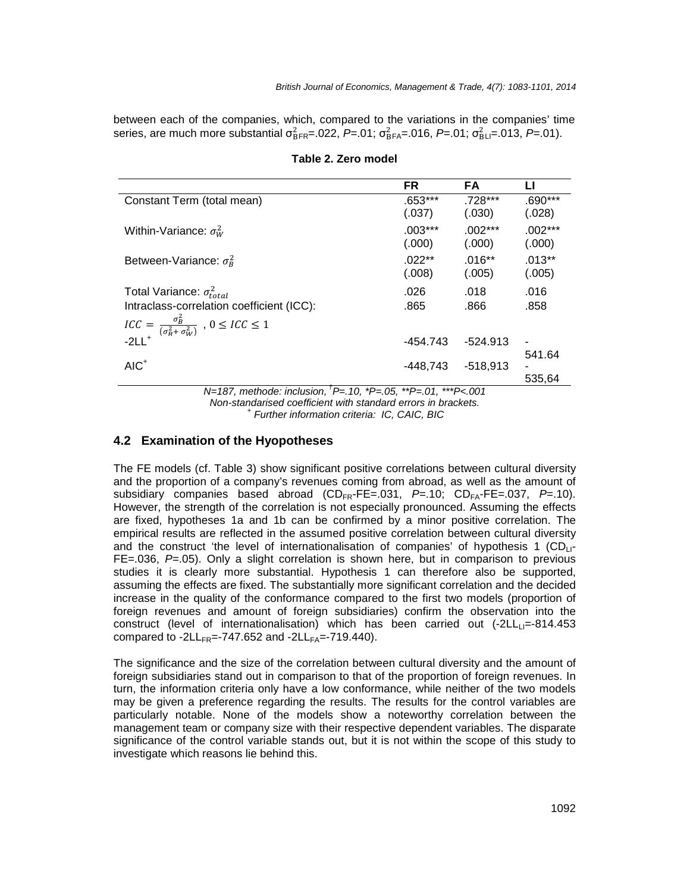between each of the companies, which, compared to the variations in the companies' time series, are much more substantial $\sigma^2_{BFR}$=.022, *P*=.01; $\sigma^2_{BFA}$=.016, *P*=.01; $\sigma^2_{BLI}$=.013, *P*=.01).

**Table 2. Zero model**

| | FR | FA | LI |
|---|---|---|---|
| Constant Term (total mean) | .653*** (.037) | .728*** (.030) | .690*** (.028) |
| Within-Variance: $\sigma^2_W$ | .003*** (.000) | .002*** (.000) | .002*** (.000) |
| Between-Variance: $\sigma^2_B$ | .022** (.008) | .016** (.005) | .013** (.005) |
| Total Variance: $\sigma^2_{total}$ | .026 | .018 | .016 |
| Intraclass-correlation coefficient (ICC): $ICC = \frac{\sigma^2_B}{(\sigma^2_B + \sigma^2_W)}$ , $0 \leq ICC \leq 1$ | .865 | .866 | .858 |
| -2LL[+] | -454.743 | -524.913 | -541.64 |
| AIC[+] | -448,743 | -518,913 | -535,64 |

*N=187, methode: inclusion, †P=.10, *P=.05, **P=.01, ***P<.001*
*Non-standarised coefficient with standard errors in brackets.*
*[+] Further information criteria: IC, CAIC, BIC*

## 4.2 Examination of the Hyopotheses

The FE models (cf. Table 3) show significant positive correlations between cultural diversity and the proportion of a company's revenues coming from abroad, as well as the amount of subsidiary companies based abroad ($CD_{FR}$-FE=.031, *P*=.10; $CD_{FA}$-FE=.037, *P*=.10). However, the strength of the correlation is not especially pronounced. Assuming the effects are fixed, hypotheses 1a and 1b can be confirmed by a minor positive correlation. The empirical results are reflected in the assumed positive correlation between cultural diversity and the construct 'the level of internationalisation of companies' of hypothesis 1 ($CD_{LI}$-FE=.036, *P*=.05). Only a slight correlation is shown here, but in comparison to previous studies it is clearly more substantial. Hypothesis 1 can therefore also be supported, assuming the effects are fixed. The substantially more significant correlation and the decided increase in the quality of the conformance compared to the first two models (proportion of foreign revenues and amount of foreign subsidiaries) confirm the observation into the construct (level of internationalisation) which has been carried out (-2$LL_{LI}$=-814.453 compared to -2$LL_{FR}$=-747.652 and -2$LL_{FA}$=-719.440).

The significance and the size of the correlation between cultural diversity and the amount of foreign subsidiaries stand out in comparison to that of the proportion of foreign revenues. In turn, the information criteria only have a low conformance, while neither of the two models may be given a preference regarding the results. The results for the control variables are particularly notable. None of the models show a noteworthy correlation between the management team or company size with their respective dependent variables. The disparate significance of the control variable stands out, but it is not within the scope of this study to investigate which reasons lie behind this.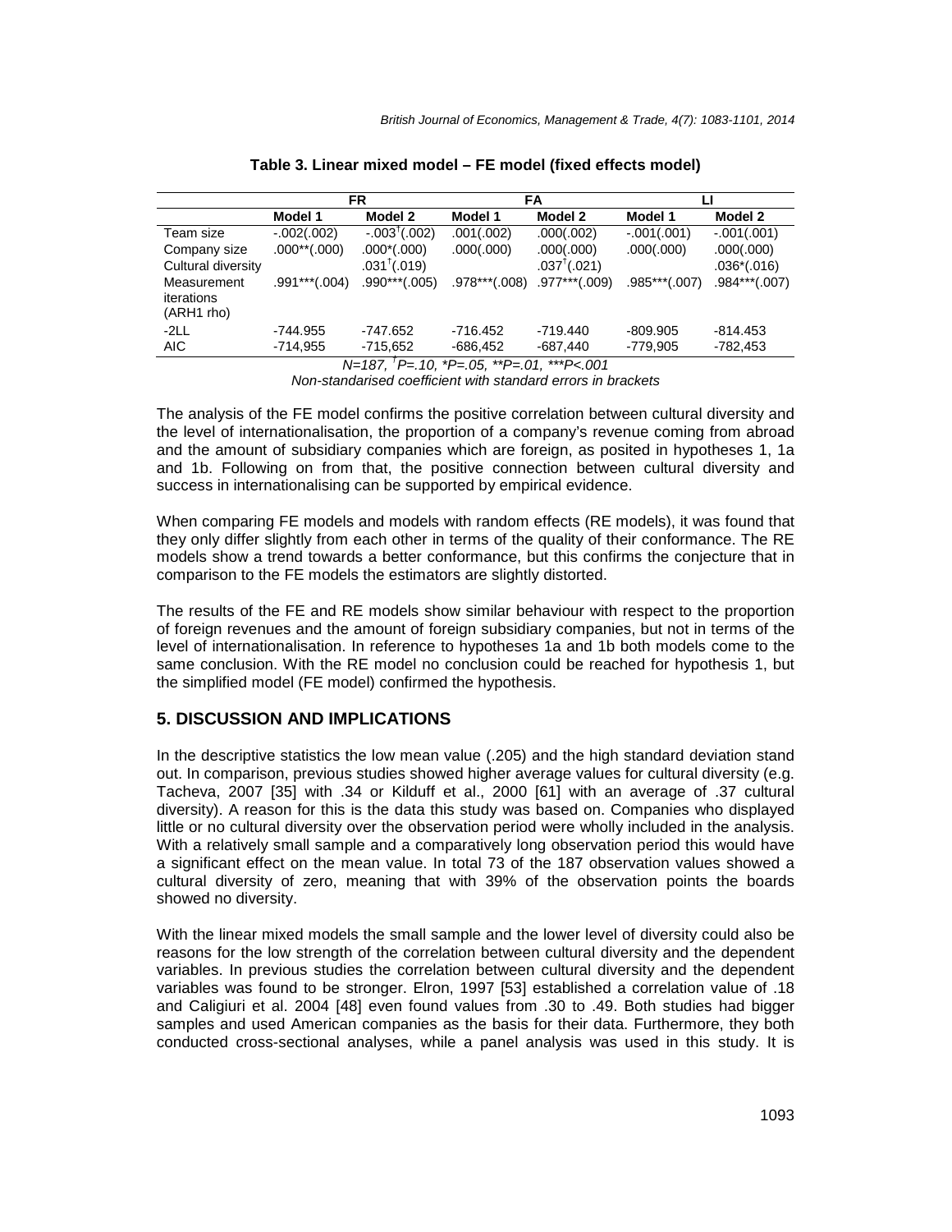**Table 3. Linear mixed model – FE model (fixed effects model)**

| | FR | | FA | | LI | |
|---|---|---|---|---|---|---|
| | **Model 1** | **Model 2** | **Model 1** | **Model 2** | **Model 1** | **Model 2** |
| Team size | -.002(.002) | -.003†(.002) | .001(.002) | .000(.002) | -.001(.001) | -.001(.001) |
| Company size | .000**(.000) | .000*(.000) | .000(.000) | .000(.000) | .000(.000) | .000(.000) |
| Cultural diversity | | .031†(.019) | | .037†(.021) | | .036*(.016) |
| Measurement iterations (ARH1 rho) | .991***(.004) | .990***(.005) | .978***(.008) | .977***(.009) | .985***(.007) | .984***(.007) |
| -2LL | -744.955 | -747.652 | -716.452 | -719.440 | -809.905 | -814.453 |
| AIC | -714,955 | -715,652 | -686,452 | -687,440 | -779,905 | -782,453 |

*N=187, †P=.10, \*P=.05, \*\*P=.01, \*\*\*P<.001*

*Non-standarised coefficient with standard errors in brackets*

The analysis of the FE model confirms the positive correlation between cultural diversity and the level of internationalisation, the proportion of a company's revenue coming from abroad and the amount of subsidiary companies which are foreign, as posited in hypotheses 1, 1a and 1b. Following on from that, the positive connection between cultural diversity and success in internationalising can be supported by empirical evidence.

When comparing FE models and models with random effects (RE models), it was found that they only differ slightly from each other in terms of the quality of their conformance. The RE models show a trend towards a better conformance, but this confirms the conjecture that in comparison to the FE models the estimators are slightly distorted.

The results of the FE and RE models show similar behaviour with respect to the proportion of foreign revenues and the amount of foreign subsidiary companies, but not in terms of the level of internationalisation. In reference to hypotheses 1a and 1b both models come to the same conclusion. With the RE model no conclusion could be reached for hypothesis 1, but the simplified model (FE model) confirmed the hypothesis.

## 5. DISCUSSION AND IMPLICATIONS

In the descriptive statistics the low mean value (.205) and the high standard deviation stand out. In comparison, previous studies showed higher average values for cultural diversity (e.g. Tacheva, 2007 [35] with .34 or Kilduff et al., 2000 [61] with an average of .37 cultural diversity). A reason for this is the data this study was based on. Companies who displayed little or no cultural diversity over the observation period were wholly included in the analysis. With a relatively small sample and a comparatively long observation period this would have a significant effect on the mean value. In total 73 of the 187 observation values showed a cultural diversity of zero, meaning that with 39% of the observation points the boards showed no diversity.

With the linear mixed models the small sample and the lower level of diversity could also be reasons for the low strength of the correlation between cultural diversity and the dependent variables. In previous studies the correlation between cultural diversity and the dependent variables was found to be stronger. Elron, 1997 [53] established a correlation value of .18 and Caligiuri et al. 2004 [48] even found values from .30 to .49. Both studies had bigger samples and used American companies as the basis for their data. Furthermore, they both conducted cross-sectional analyses, while a panel analysis was used in this study. It is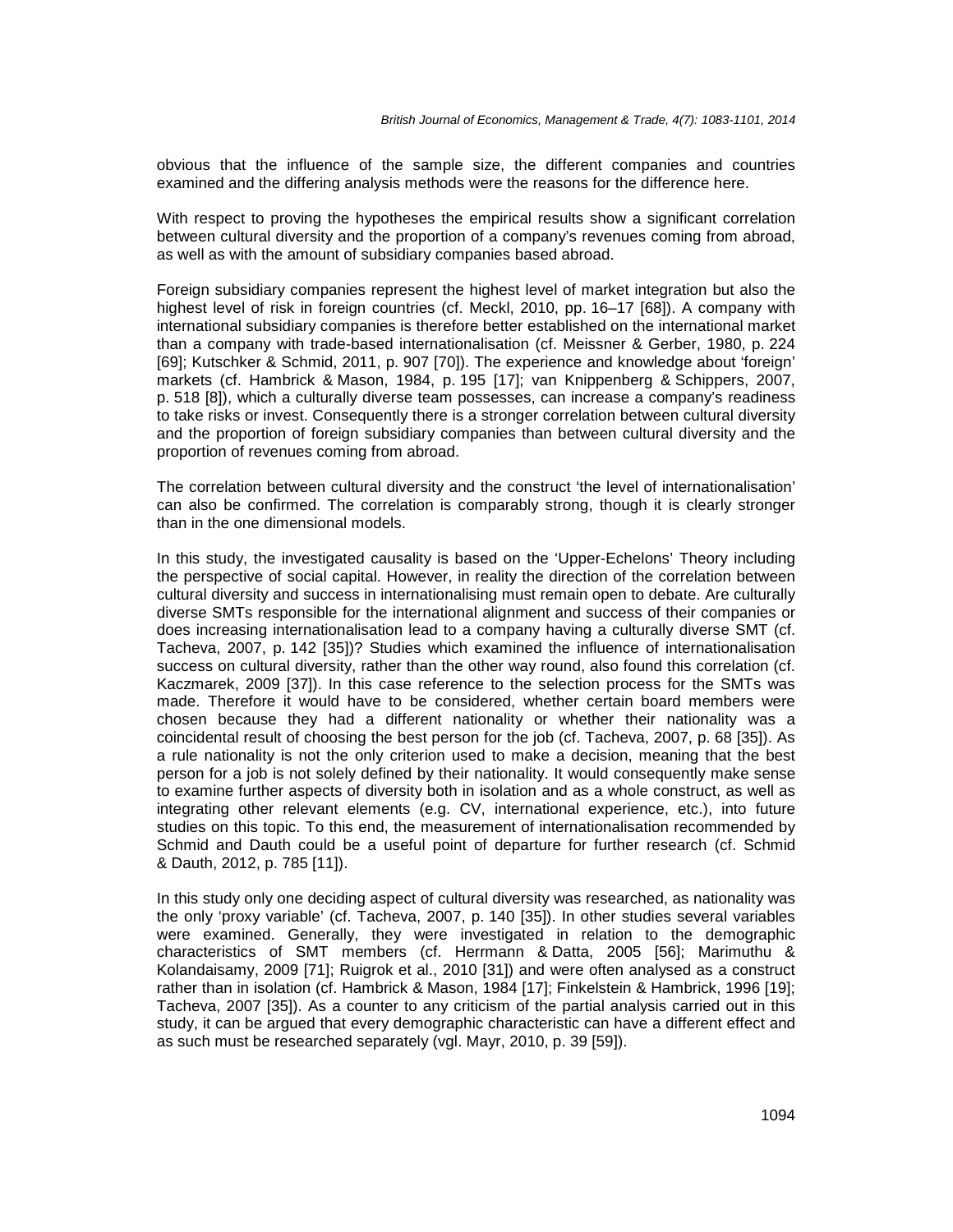obvious that the influence of the sample size, the different companies and countries examined and the differing analysis methods were the reasons for the difference here.

With respect to proving the hypotheses the empirical results show a significant correlation between cultural diversity and the proportion of a company's revenues coming from abroad, as well as with the amount of subsidiary companies based abroad.

Foreign subsidiary companies represent the highest level of market integration but also the highest level of risk in foreign countries (cf. Meckl, 2010, pp. 16–17 [68]). A company with international subsidiary companies is therefore better established on the international market than a company with trade-based internationalisation (cf. Meissner & Gerber, 1980, p. 224 [69]; Kutschker & Schmid, 2011, p. 907 [70]). The experience and knowledge about 'foreign' markets (cf. Hambrick & Mason, 1984, p. 195 [17]; van Knippenberg & Schippers, 2007, p. 518 [8]), which a culturally diverse team possesses, can increase a company's readiness to take risks or invest. Consequently there is a stronger correlation between cultural diversity and the proportion of foreign subsidiary companies than between cultural diversity and the proportion of revenues coming from abroad.

The correlation between cultural diversity and the construct 'the level of internationalisation' can also be confirmed. The correlation is comparably strong, though it is clearly stronger than in the one dimensional models.

In this study, the investigated causality is based on the 'Upper-Echelons' Theory including the perspective of social capital. However, in reality the direction of the correlation between cultural diversity and success in internationalising must remain open to debate. Are culturally diverse SMTs responsible for the international alignment and success of their companies or does increasing internationalisation lead to a company having a culturally diverse SMT (cf. Tacheva, 2007, p. 142 [35])? Studies which examined the influence of internationalisation success on cultural diversity, rather than the other way round, also found this correlation (cf. Kaczmarek, 2009 [37]). In this case reference to the selection process for the SMTs was made. Therefore it would have to be considered, whether certain board members were chosen because they had a different nationality or whether their nationality was a coincidental result of choosing the best person for the job (cf. Tacheva, 2007, p. 68 [35]). As a rule nationality is not the only criterion used to make a decision, meaning that the best person for a job is not solely defined by their nationality. It would consequently make sense to examine further aspects of diversity both in isolation and as a whole construct, as well as integrating other relevant elements (e.g. CV, international experience, etc.), into future studies on this topic. To this end, the measurement of internationalisation recommended by Schmid and Dauth could be a useful point of departure for further research (cf. Schmid & Dauth, 2012, p. 785 [11]).

In this study only one deciding aspect of cultural diversity was researched, as nationality was the only 'proxy variable' (cf. Tacheva, 2007, p. 140 [35]). In other studies several variables were examined. Generally, they were investigated in relation to the demographic characteristics of SMT members (cf. Herrmann & Datta, 2005 [56]; Marimuthu & Kolandaisamy, 2009 [71]; Ruigrok et al., 2010 [31]) and were often analysed as a construct rather than in isolation (cf. Hambrick & Mason, 1984 [17]; Finkelstein & Hambrick, 1996 [19]; Tacheva, 2007 [35]). As a counter to any criticism of the partial analysis carried out in this study, it can be argued that every demographic characteristic can have a different effect and as such must be researched separately (vgl. Mayr, 2010, p. 39 [59]).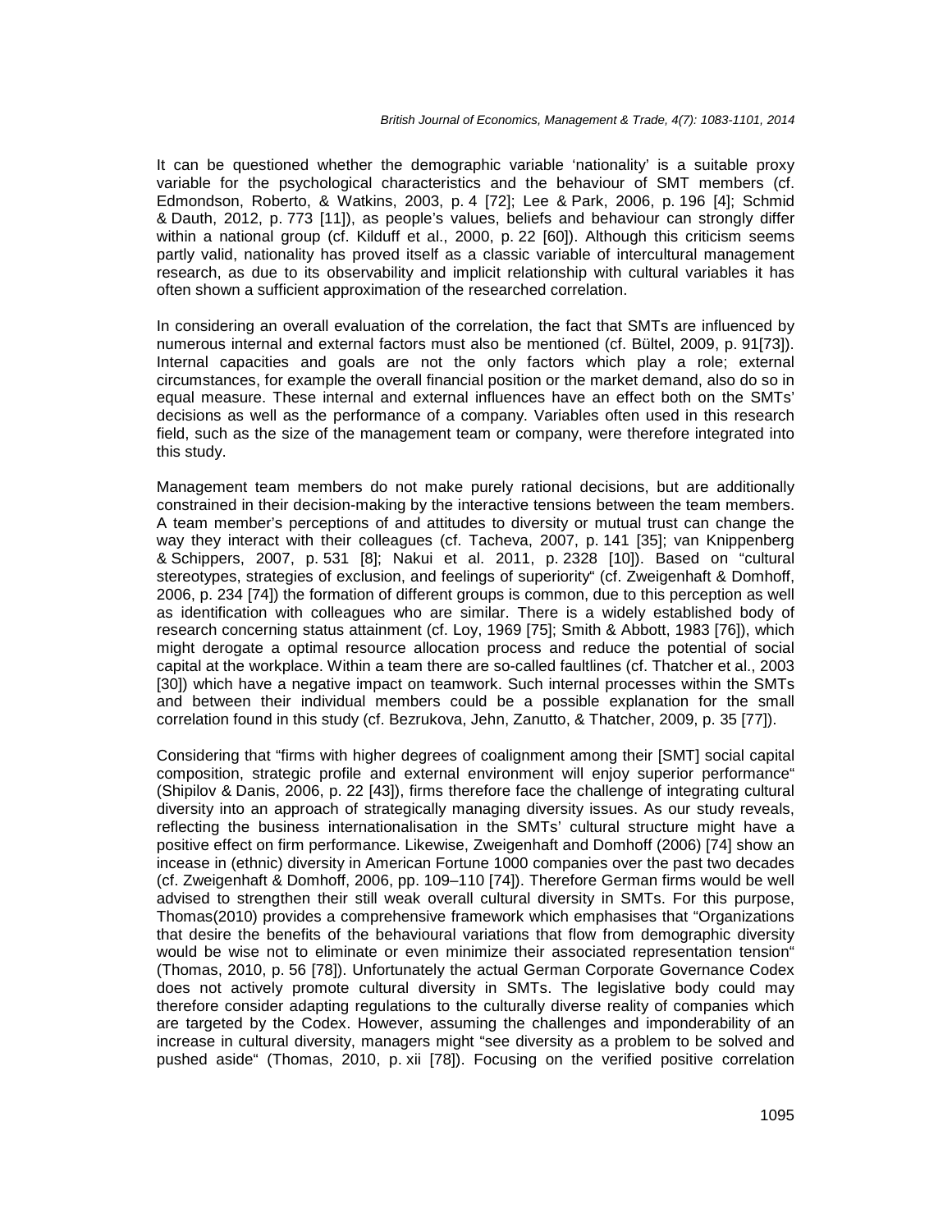It can be questioned whether the demographic variable 'nationality' is a suitable proxy variable for the psychological characteristics and the behaviour of SMT members (cf. Edmondson, Roberto, & Watkins, 2003, p. 4 [72]; Lee & Park, 2006, p. 196 [4]; Schmid & Dauth, 2012, p. 773 [11]), as people's values, beliefs and behaviour can strongly differ within a national group (cf. Kilduff et al., 2000, p. 22 [60]). Although this criticism seems partly valid, nationality has proved itself as a classic variable of intercultural management research, as due to its observability and implicit relationship with cultural variables it has often shown a sufficient approximation of the researched correlation.

In considering an overall evaluation of the correlation, the fact that SMTs are influenced by numerous internal and external factors must also be mentioned (cf. Bültel, 2009, p. 91[73]). Internal capacities and goals are not the only factors which play a role; external circumstances, for example the overall financial position or the market demand, also do so in equal measure. These internal and external influences have an effect both on the SMTs' decisions as well as the performance of a company. Variables often used in this research field, such as the size of the management team or company, were therefore integrated into this study.

Management team members do not make purely rational decisions, but are additionally constrained in their decision-making by the interactive tensions between the team members. A team member's perceptions of and attitudes to diversity or mutual trust can change the way they interact with their colleagues (cf. Tacheva, 2007, p. 141 [35]; van Knippenberg & Schippers, 2007, p. 531 [8]; Nakui et al. 2011, p. 2328 [10]). Based on "cultural stereotypes, strategies of exclusion, and feelings of superiority" (cf. Zweigenhaft & Domhoff, 2006, p. 234 [74]) the formation of different groups is common, due to this perception as well as identification with colleagues who are similar. There is a widely established body of research concerning status attainment (cf. Loy, 1969 [75]; Smith & Abbott, 1983 [76]), which might derogate a optimal resource allocation process and reduce the potential of social capital at the workplace. Within a team there are so-called faultlines (cf. Thatcher et al., 2003 [30]) which have a negative impact on teamwork. Such internal processes within the SMTs and between their individual members could be a possible explanation for the small correlation found in this study (cf. Bezrukova, Jehn, Zanutto, & Thatcher, 2009, p. 35 [77]).

Considering that "firms with higher degrees of coalignment among their [SMT] social capital composition, strategic profile and external environment will enjoy superior performance" (Shipilov & Danis, 2006, p. 22 [43]), firms therefore face the challenge of integrating cultural diversity into an approach of strategically managing diversity issues. As our study reveals, reflecting the business internationalisation in the SMTs' cultural structure might have a positive effect on firm performance. Likewise, Zweigenhaft and Domhoff (2006) [74] show an incease in (ethnic) diversity in American Fortune 1000 companies over the past two decades (cf. Zweigenhaft & Domhoff, 2006, pp. 109–110 [74]). Therefore German firms would be well advised to strengthen their still weak overall cultural diversity in SMTs. For this purpose, Thomas(2010) provides a comprehensive framework which emphasises that "Organizations that desire the benefits of the behavioural variations that flow from demographic diversity would be wise not to eliminate or even minimize their associated representation tension" (Thomas, 2010, p. 56 [78]). Unfortunately the actual German Corporate Governance Codex does not actively promote cultural diversity in SMTs. The legislative body could may therefore consider adapting regulations to the culturally diverse reality of companies which are targeted by the Codex. However, assuming the challenges and imponderability of an increase in cultural diversity, managers might "see diversity as a problem to be solved and pushed aside" (Thomas, 2010, p. xii [78]). Focusing on the verified positive correlation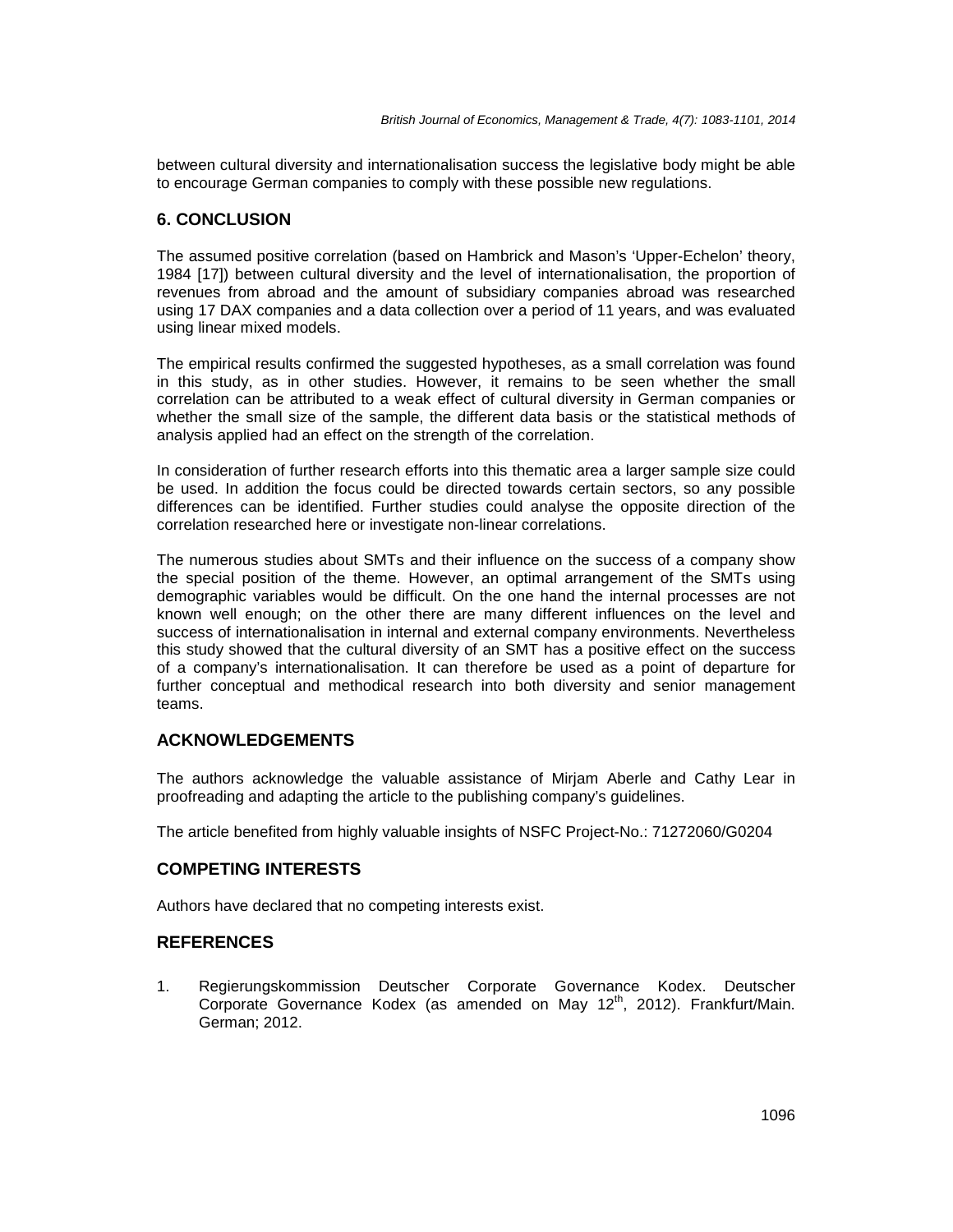between cultural diversity and internationalisation success the legislative body might be able to encourage German companies to comply with these possible new regulations.

## 6. CONCLUSION

The assumed positive correlation (based on Hambrick and Mason's 'Upper-Echelon' theory, 1984 [17]) between cultural diversity and the level of internationalisation, the proportion of revenues from abroad and the amount of subsidiary companies abroad was researched using 17 DAX companies and a data collection over a period of 11 years, and was evaluated using linear mixed models.

The empirical results confirmed the suggested hypotheses, as a small correlation was found in this study, as in other studies. However, it remains to be seen whether the small correlation can be attributed to a weak effect of cultural diversity in German companies or whether the small size of the sample, the different data basis or the statistical methods of analysis applied had an effect on the strength of the correlation.

In consideration of further research efforts into this thematic area a larger sample size could be used. In addition the focus could be directed towards certain sectors, so any possible differences can be identified. Further studies could analyse the opposite direction of the correlation researched here or investigate non-linear correlations.

The numerous studies about SMTs and their influence on the success of a company show the special position of the theme. However, an optimal arrangement of the SMTs using demographic variables would be difficult. On the one hand the internal processes are not known well enough; on the other there are many different influences on the level and success of internationalisation in internal and external company environments. Nevertheless this study showed that the cultural diversity of an SMT has a positive effect on the success of a company's internationalisation. It can therefore be used as a point of departure for further conceptual and methodical research into both diversity and senior management teams.

## ACKNOWLEDGEMENTS

The authors acknowledge the valuable assistance of Mirjam Aberle and Cathy Lear in proofreading and adapting the article to the publishing company's guidelines.

The article benefited from highly valuable insights of NSFC Project-No.: 71272060/G0204

## COMPETING INTERESTS

Authors have declared that no competing interests exist.

## REFERENCES

1. Regierungskommission Deutscher Corporate Governance Kodex. Deutscher Corporate Governance Kodex (as amended on May 12th, 2012). Frankfurt/Main. German; 2012.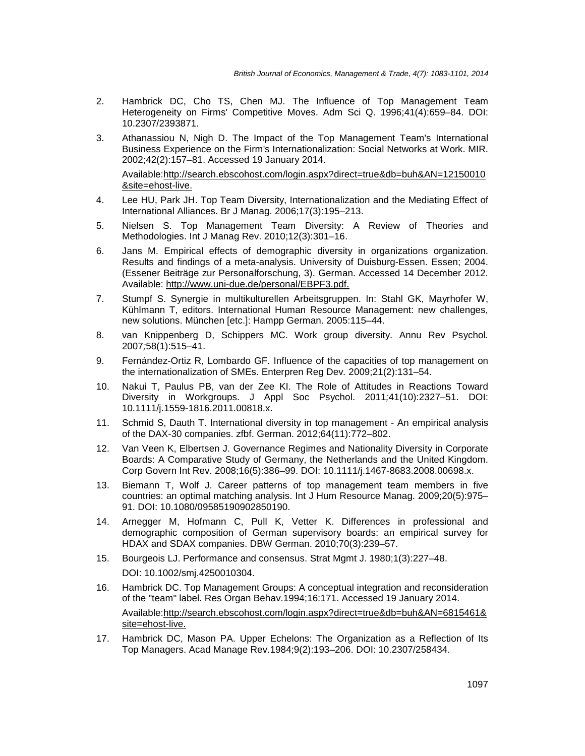2. Hambrick DC, Cho TS, Chen MJ. The Influence of Top Management Team Heterogeneity on Firms' Competitive Moves. Adm Sci Q. 1996;41(4):659–84. DOI: 10.2307/2393871.

3. Athanassiou N, Nigh D. The Impact of the Top Management Team's International Business Experience on the Firm's Internationalization: Social Networks at Work. MIR. 2002;42(2):157–81. Accessed 19 January 2014.

   Available:http://search.ebscohost.com/login.aspx?direct=true&db=buh&AN=12150010&site=ehost-live.

4. Lee HU, Park JH. Top Team Diversity, Internationalization and the Mediating Effect of International Alliances. Br J Manag. 2006;17(3):195–213.

5. Nielsen S. Top Management Team Diversity: A Review of Theories and Methodologies. Int J Manag Rev. 2010;12(3):301–16.

6. Jans M. Empirical effects of demographic diversity in organizations organization. Results and findings of a meta-analysis. University of Duisburg-Essen. Essen; 2004. (Essener Beiträge zur Personalforschung, 3). German. Accessed 14 December 2012. Available: http://www.uni-due.de/personal/EBPF3.pdf.

7. Stumpf S. Synergie in multikulturellen Arbeitsgruppen. In: Stahl GK, Mayrhofer W, Kühlmann T, editors. International Human Resource Management: new challenges, new solutions. München [etc.]: Hampp German. 2005:115–44.

8. van Knippenberg D, Schippers MC. Work group diversity. Annu Rev Psychol. 2007;58(1):515–41.

9. Fernández-Ortiz R, Lombardo GF. Influence of the capacities of top management on the internationalization of SMEs. Enterpren Reg Dev. 2009;21(2):131–54.

10. Nakui T, Paulus PB, van der Zee KI. The Role of Attitudes in Reactions Toward Diversity in Workgroups. J Appl Soc Psychol. 2011;41(10):2327–51. DOI: 10.1111/j.1559-1816.2011.00818.x.

11. Schmid S, Dauth T. International diversity in top management - An empirical analysis of the DAX-30 companies. zfbf. German. 2012;64(11):772–802.

12. Van Veen K, Elbertsen J. Governance Regimes and Nationality Diversity in Corporate Boards: A Comparative Study of Germany, the Netherlands and the United Kingdom. Corp Govern Int Rev. 2008;16(5):386–99. DOI: 10.1111/j.1467-8683.2008.00698.x.

13. Biemann T, Wolf J. Career patterns of top management team members in five countries: an optimal matching analysis. Int J Hum Resource Manag. 2009;20(5):975–91. DOI: 10.1080/09585190902850190.

14. Arnegger M, Hofmann C, Pull K, Vetter K. Differences in professional and demographic composition of German supervisory boards: an empirical survey for HDAX and SDAX companies. DBW German. 2010;70(3):239–57.

15. Bourgeois LJ. Performance and consensus. Strat Mgmt J. 1980;1(3):227–48.

    DOI: 10.1002/smj.4250010304.

16. Hambrick DC. Top Management Groups: A conceptual integration and reconsideration of the "team" label. Res Organ Behav.1994;16:171. Accessed 19 January 2014.

    Available:http://search.ebscohost.com/login.aspx?direct=true&db=buh&AN=6815461&site=ehost-live.

17. Hambrick DC, Mason PA. Upper Echelons: The Organization as a Reflection of Its Top Managers. Acad Manage Rev.1984;9(2):193–206. DOI: 10.2307/258434.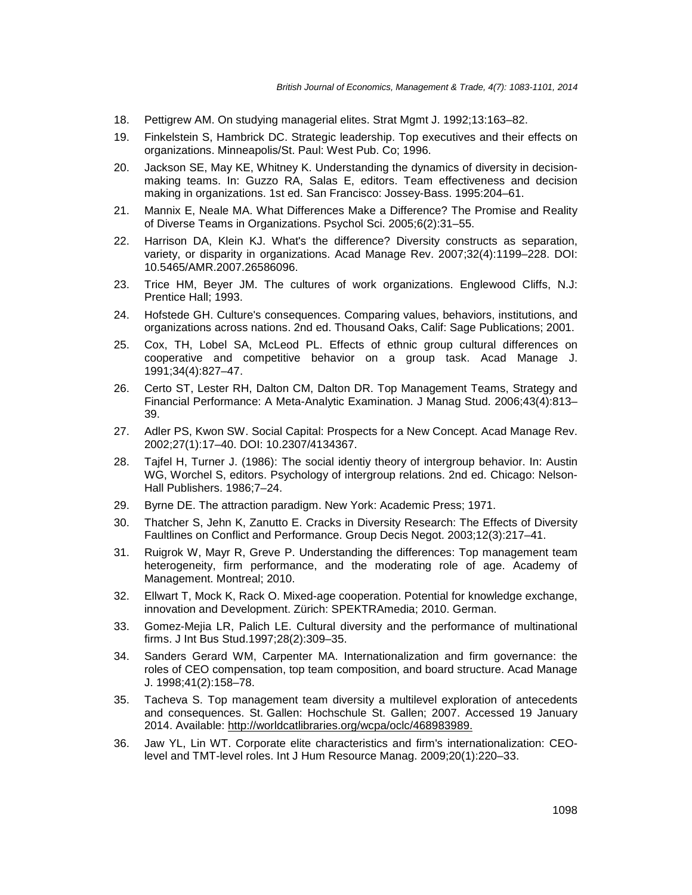18. Pettigrew AM. On studying managerial elites. Strat Mgmt J. 1992;13:163–82.
19. Finkelstein S, Hambrick DC. Strategic leadership. Top executives and their effects on organizations. Minneapolis/St. Paul: West Pub. Co; 1996.
20. Jackson SE, May KE, Whitney K. Understanding the dynamics of diversity in decision-making teams. In: Guzzo RA, Salas E, editors. Team effectiveness and decision making in organizations. 1st ed. San Francisco: Jossey-Bass. 1995:204–61.
21. Mannix E, Neale MA. What Differences Make a Difference? The Promise and Reality of Diverse Teams in Organizations. Psychol Sci. 2005;6(2):31–55.
22. Harrison DA, Klein KJ. What's the difference? Diversity constructs as separation, variety, or disparity in organizations. Acad Manage Rev. 2007;32(4):1199–228. DOI: 10.5465/AMR.2007.26586096.
23. Trice HM, Beyer JM. The cultures of work organizations. Englewood Cliffs, N.J: Prentice Hall; 1993.
24. Hofstede GH. Culture's consequences. Comparing values, behaviors, institutions, and organizations across nations. 2nd ed. Thousand Oaks, Calif: Sage Publications; 2001.
25. Cox, TH, Lobel SA, McLeod PL. Effects of ethnic group cultural differences on cooperative and competitive behavior on a group task. Acad Manage J. 1991;34(4):827–47.
26. Certo ST, Lester RH, Dalton CM, Dalton DR. Top Management Teams, Strategy and Financial Performance: A Meta-Analytic Examination. J Manag Stud. 2006;43(4):813–39.
27. Adler PS, Kwon SW. Social Capital: Prospects for a New Concept. Acad Manage Rev. 2002;27(1):17–40. DOI: 10.2307/4134367.
28. Tajfel H, Turner J. (1986): The social identiy theory of intergroup behavior. In: Austin WG, Worchel S, editors. Psychology of intergroup relations. 2nd ed. Chicago: Nelson-Hall Publishers. 1986;7–24.
29. Byrne DE. The attraction paradigm. New York: Academic Press; 1971.
30. Thatcher S, Jehn K, Zanutto E. Cracks in Diversity Research: The Effects of Diversity Faultlines on Conflict and Performance. Group Decis Negot. 2003;12(3):217–41.
31. Ruigrok W, Mayr R, Greve P. Understanding the differences: Top management team heterogeneity, firm performance, and the moderating role of age. Academy of Management. Montreal; 2010.
32. Ellwart T, Mock K, Rack O. Mixed-age cooperation. Potential for knowledge exchange, innovation and Development. Zürich: SPEKTRAmedia; 2010. German.
33. Gomez-Mejia LR, Palich LE. Cultural diversity and the performance of multinational firms. J Int Bus Stud.1997;28(2):309–35.
34. Sanders Gerard WM, Carpenter MA. Internationalization and firm governance: the roles of CEO compensation, top team composition, and board structure. Acad Manage J. 1998;41(2):158–78.
35. Tacheva S. Top management team diversity a multilevel exploration of antecedents and consequences. St. Gallen: Hochschule St. Gallen; 2007. Accessed 19 January 2014. Available: http://worldcatlibraries.org/wcpa/oclc/468983989.
36. Jaw YL, Lin WT. Corporate elite characteristics and firm's internationalization: CEO-level and TMT-level roles. Int J Hum Resource Manag. 2009;20(1):220–33.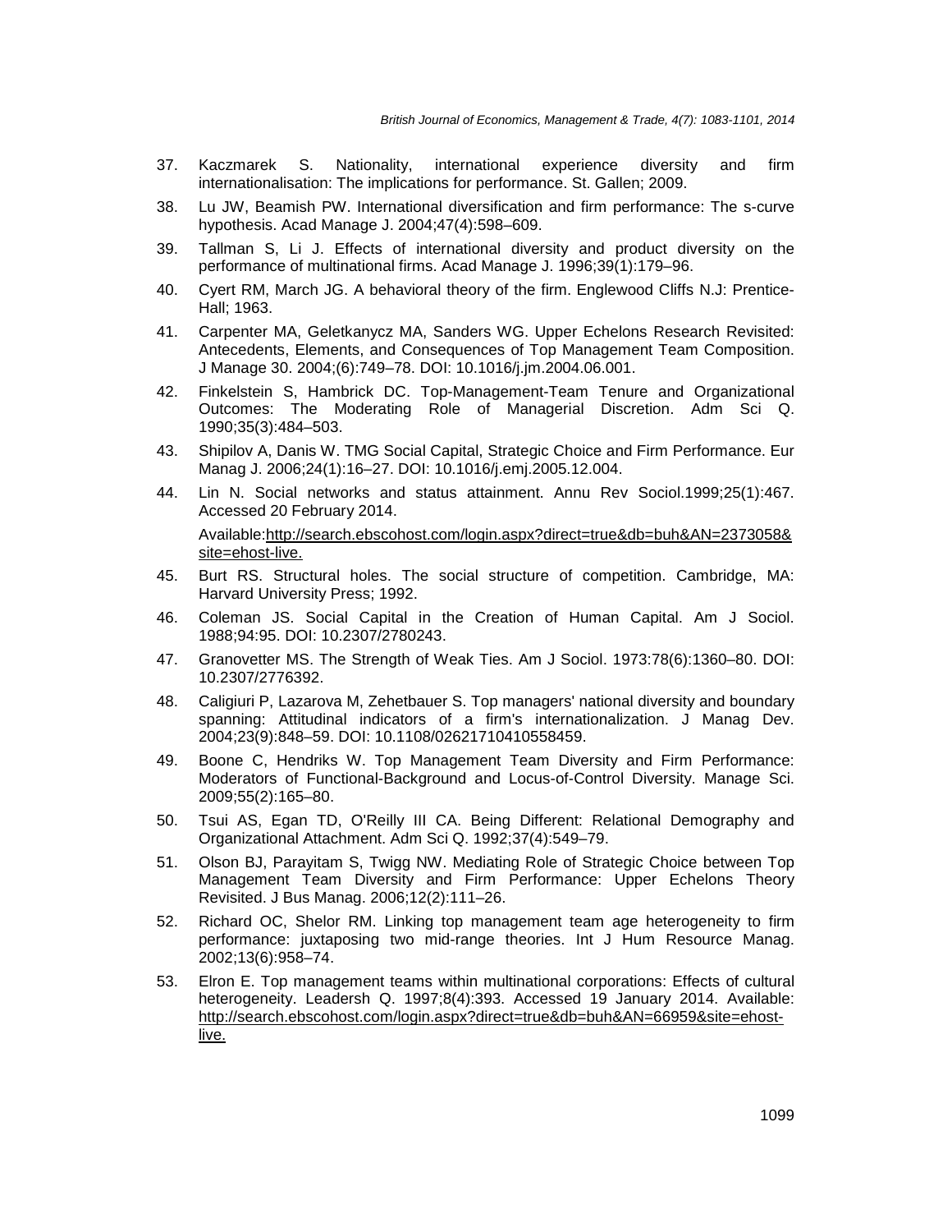37. Kaczmarek S. Nationality, international experience diversity and firm internationalisation: The implications for performance. St. Gallen; 2009.
38. Lu JW, Beamish PW. International diversification and firm performance: The s-curve hypothesis. Acad Manage J. 2004;47(4):598–609.
39. Tallman S, Li J. Effects of international diversity and product diversity on the performance of multinational firms. Acad Manage J. 1996;39(1):179–96.
40. Cyert RM, March JG. A behavioral theory of the firm. Englewood Cliffs N.J: Prentice-Hall; 1963.
41. Carpenter MA, Geletkanycz MA, Sanders WG. Upper Echelons Research Revisited: Antecedents, Elements, and Consequences of Top Management Team Composition. J Manage 30. 2004;(6):749–78. DOI: 10.1016/j.jm.2004.06.001.
42. Finkelstein S, Hambrick DC. Top-Management-Team Tenure and Organizational Outcomes: The Moderating Role of Managerial Discretion. Adm Sci Q. 1990;35(3):484–503.
43. Shipilov A, Danis W. TMG Social Capital, Strategic Choice and Firm Performance. Eur Manag J. 2006;24(1):16–27. DOI: 10.1016/j.emj.2005.12.004.
44. Lin N. Social networks and status attainment. Annu Rev Sociol.1999;25(1):467. Accessed 20 February 2014.

    Available:http://search.ebscohost.com/login.aspx?direct=true&db=buh&AN=2373058&site=ehost-live.
45. Burt RS. Structural holes. The social structure of competition. Cambridge, MA: Harvard University Press; 1992.
46. Coleman JS. Social Capital in the Creation of Human Capital. Am J Sociol. 1988;94:95. DOI: 10.2307/2780243.
47. Granovetter MS. The Strength of Weak Ties. Am J Sociol. 1973:78(6):1360–80. DOI: 10.2307/2776392.
48. Caligiuri P, Lazarova M, Zehetbauer S. Top managers' national diversity and boundary spanning: Attitudinal indicators of a firm's internationalization. J Manag Dev. 2004;23(9):848–59. DOI: 10.1108/02621710410558459.
49. Boone C, Hendriks W. Top Management Team Diversity and Firm Performance: Moderators of Functional-Background and Locus-of-Control Diversity. Manage Sci. 2009;55(2):165–80.
50. Tsui AS, Egan TD, O'Reilly III CA. Being Different: Relational Demography and Organizational Attachment. Adm Sci Q. 1992;37(4):549–79.
51. Olson BJ, Parayitam S, Twigg NW. Mediating Role of Strategic Choice between Top Management Team Diversity and Firm Performance: Upper Echelons Theory Revisited. J Bus Manag. 2006;12(2):111–26.
52. Richard OC, Shelor RM. Linking top management team age heterogeneity to firm performance: juxtaposing two mid-range theories. Int J Hum Resource Manag. 2002;13(6):958–74.
53. Elron E. Top management teams within multinational corporations: Effects of cultural heterogeneity. Leadersh Q. 1997;8(4):393. Accessed 19 January 2014. Available: http://search.ebscohost.com/login.aspx?direct=true&db=buh&AN=66959&site=ehost-live.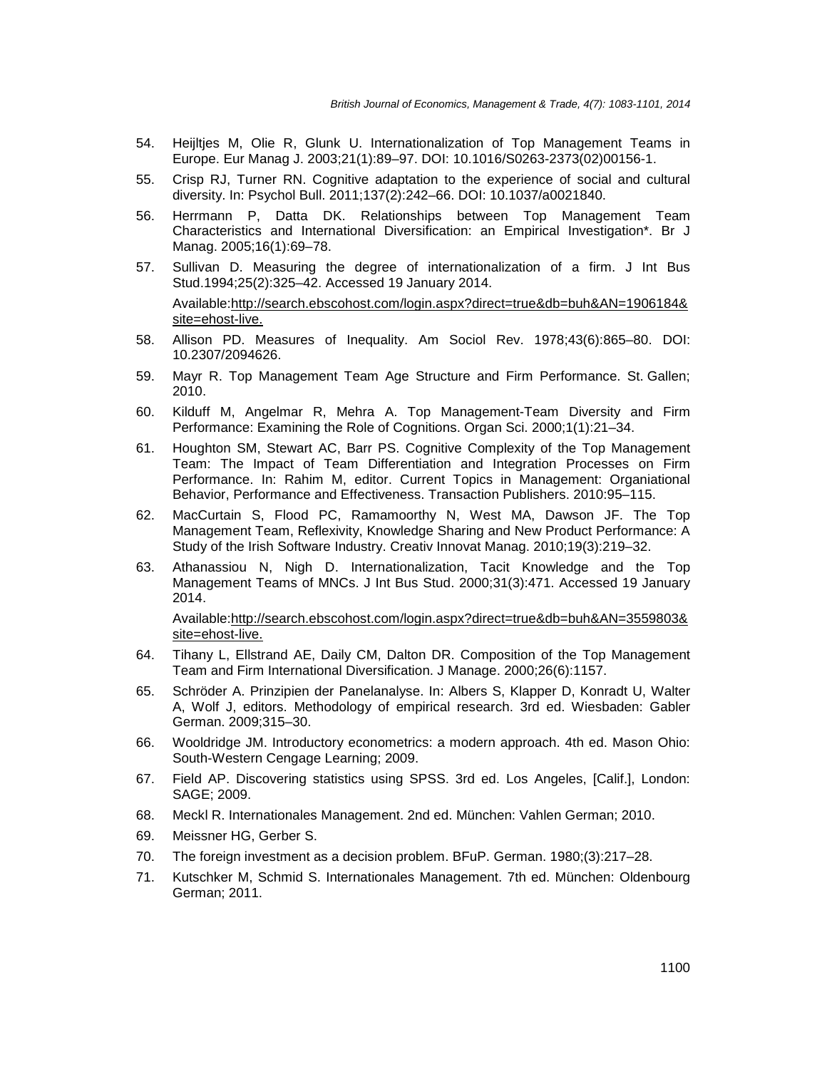54. Heijltjes M, Olie R, Glunk U. Internationalization of Top Management Teams in Europe. Eur Manag J. 2003;21(1):89–97. DOI: 10.1016/S0263-2373(02)00156-1.
55. Crisp RJ, Turner RN. Cognitive adaptation to the experience of social and cultural diversity. In: Psychol Bull. 2011;137(2):242–66. DOI: 10.1037/a0021840.
56. Herrmann P, Datta DK. Relationships between Top Management Team Characteristics and International Diversification: an Empirical Investigation*. Br J Manag. 2005;16(1):69–78.
57. Sullivan D. Measuring the degree of internationalization of a firm. J Int Bus Stud.1994;25(2):325–42. Accessed 19 January 2014.

    Available:http://search.ebscohost.com/login.aspx?direct=true&db=buh&AN=1906184&site=ehost-live.
58. Allison PD. Measures of Inequality. Am Sociol Rev. 1978;43(6):865–80. DOI: 10.2307/2094626.
59. Mayr R. Top Management Team Age Structure and Firm Performance. St. Gallen; 2010.
60. Kilduff M, Angelmar R, Mehra A. Top Management-Team Diversity and Firm Performance: Examining the Role of Cognitions. Organ Sci. 2000;1(1):21–34.
61. Houghton SM, Stewart AC, Barr PS. Cognitive Complexity of the Top Management Team: The Impact of Team Differentiation and Integration Processes on Firm Performance. In: Rahim M, editor. Current Topics in Management: Organiational Behavior, Performance and Effectiveness. Transaction Publishers. 2010:95–115.
62. MacCurtain S, Flood PC, Ramamoorthy N, West MA, Dawson JF. The Top Management Team, Reflexivity, Knowledge Sharing and New Product Performance: A Study of the Irish Software Industry. Creativ Innovat Manag. 2010;19(3):219–32.
63. Athanassiou N, Nigh D. Internationalization, Tacit Knowledge and the Top Management Teams of MNCs. J Int Bus Stud. 2000;31(3):471. Accessed 19 January 2014.

    Available:http://search.ebscohost.com/login.aspx?direct=true&db=buh&AN=3559803&site=ehost-live.
64. Tihany L, Ellstrand AE, Daily CM, Dalton DR. Composition of the Top Management Team and Firm International Diversification. J Manage. 2000;26(6):1157.
65. Schröder A. Prinzipien der Panelanalyse. In: Albers S, Klapper D, Konradt U, Walter A, Wolf J, editors. Methodology of empirical research. 3rd ed. Wiesbaden: Gabler German. 2009;315–30.
66. Wooldridge JM. Introductory econometrics: a modern approach. 4th ed. Mason Ohio: South-Western Cengage Learning; 2009.
67. Field AP. Discovering statistics using SPSS. 3rd ed. Los Angeles, [Calif.], London: SAGE; 2009.
68. Meckl R. Internationales Management. 2nd ed. München: Vahlen German; 2010.
69. Meissner HG, Gerber S.
70. The foreign investment as a decision problem. BFuP. German. 1980;(3):217–28.
71. Kutschker M, Schmid S. Internationales Management. 7th ed. München: Oldenbourg German; 2011.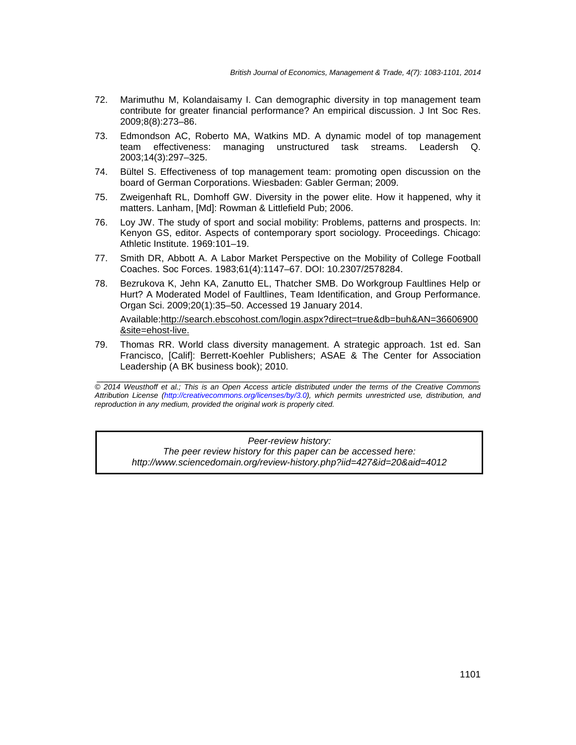72. Marimuthu M, Kolandaisamy I. Can demographic diversity in top management team contribute for greater financial performance? An empirical discussion. J Int Soc Res. 2009;8(8):273–86.
73. Edmondson AC, Roberto MA, Watkins MD. A dynamic model of top management team effectiveness: managing unstructured task streams. Leadersh Q. 2003;14(3):297–325.
74. Bültel S. Effectiveness of top management team: promoting open discussion on the board of German Corporations. Wiesbaden: Gabler German; 2009.
75. Zweigenhaft RL, Domhoff GW. Diversity in the power elite. How it happened, why it matters. Lanham, [Md]: Rowman & Littlefield Pub; 2006.
76. Loy JW. The study of sport and social mobility: Problems, patterns and prospects. In: Kenyon GS, editor. Aspects of contemporary sport sociology. Proceedings. Chicago: Athletic Institute. 1969:101–19.
77. Smith DR, Abbott A. A Labor Market Perspective on the Mobility of College Football Coaches. Soc Forces. 1983;61(4):1147–67. DOI: 10.2307/2578284.
78. Bezrukova K, Jehn KA, Zanutto EL, Thatcher SMB. Do Workgroup Faultlines Help or Hurt? A Moderated Model of Faultlines, Team Identification, and Group Performance. Organ Sci. 2009;20(1):35–50. Accessed 19 January 2014.

    Available:http://search.ebscohost.com/login.aspx?direct=true&db=buh&AN=36606900&site=ehost-live.
79. Thomas RR. World class diversity management. A strategic approach. 1st ed. San Francisco, [Calif]: Berrett-Koehler Publishers; ASAE & The Center for Association Leadership (A BK business book); 2010.

---

*© 2014 Weusthoff et al.; This is an Open Access article distributed under the terms of the Creative Commons Attribution License (http://creativecommons.org/licenses/by/3.0), which permits unrestricted use, distribution, and reproduction in any medium, provided the original work is properly cited.*

*Peer-review history:*
*The peer review history for this paper can be accessed here:*
*http://www.sciencedomain.org/review-history.php?iid=427&id=20&aid=4012*